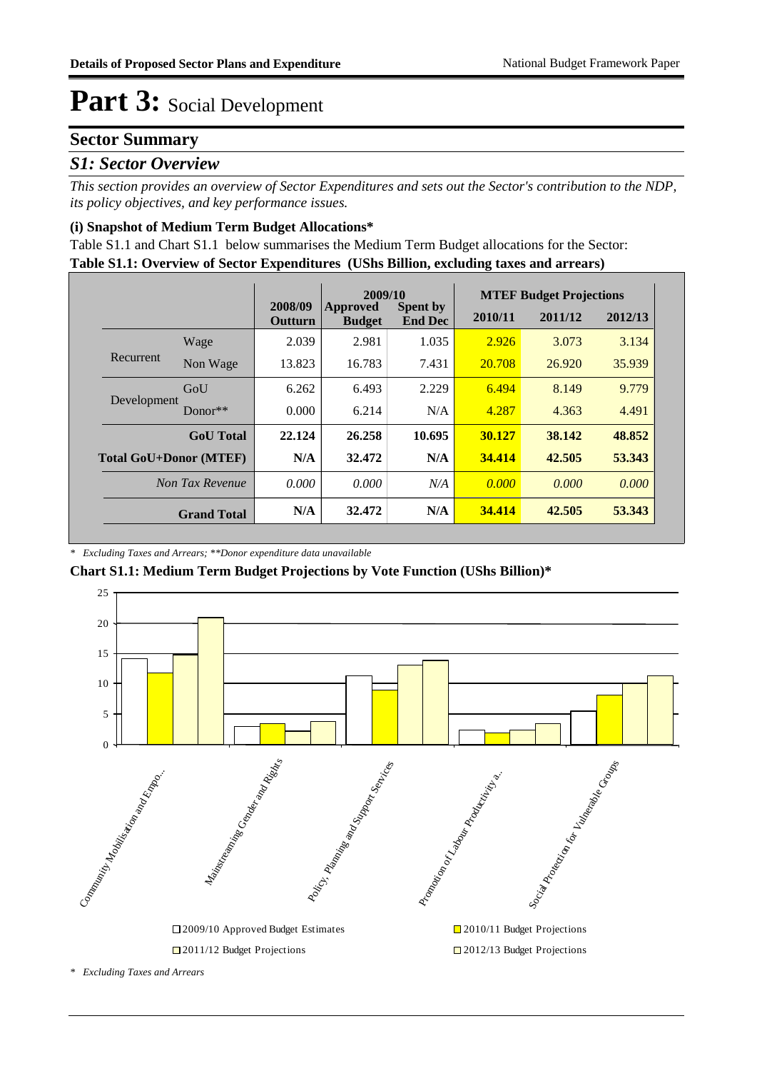# Part 3: Social Development

## Sector Summary

### *S1: Sector Overview*

*This section provides an overview of Sector Expenditures and sets out the Sector's contribution to the NDP, its policy objectives, and key performance issues.*

#### (i) Snapshot of Medium Term Budget Allocations*

Table S1.1 and Chart S1.1 below summarises the Medium Term Budget allocations for the Sector:

**Table S1.1: Overview of Sector Expenditures (UShs Billion, excluding taxes and arrears)**

| | | 2008/09 Outturn | 2009/10 Approved Budget | 2009/10 Spent by End Dec | MTEF Budget Projections 2010/11 | 2011/12 | 2012/13 |
|---|---|---|---|---|---|---|---|
| Recurrent | Wage | 2.039 | 2.981 | 1.035 | 2.926 | 3.073 | 3.134 |
| | Non Wage | 13.823 | 16.783 | 7.431 | 20.708 | 26.920 | 35.939 |
| Development | GoU | 6.262 | 6.493 | 2.229 | 6.494 | 8.149 | 9.779 |
| | Donor** | 0.000 | 6.214 | N/A | 4.287 | 4.363 | 4.491 |
| **GoU Total** | | **22.124** | **26.258** | **10.695** | **30.127** | **38.142** | **48.852** |
| **Total GoU+Donor (MTEF)** | | **N/A** | **32.472** | **N/A** | **34.414** | **42.505** | **53.343** |
| *Non Tax Revenue* | | *0.000* | *0.000* | *N/A* | *0.000* | *0.000* | *0.000* |
| **Grand Total** | | **N/A** | **32.472** | **N/A** | **34.414** | **42.505** | **53.343** |

*\* Excluding Taxes and Arrears; \*\*Donor expenditure data unavailable*

**Chart S1.1: Medium Term Budget Projections by Vote Function (UShs Billion)***

*\* Excluding Taxes and Arrears*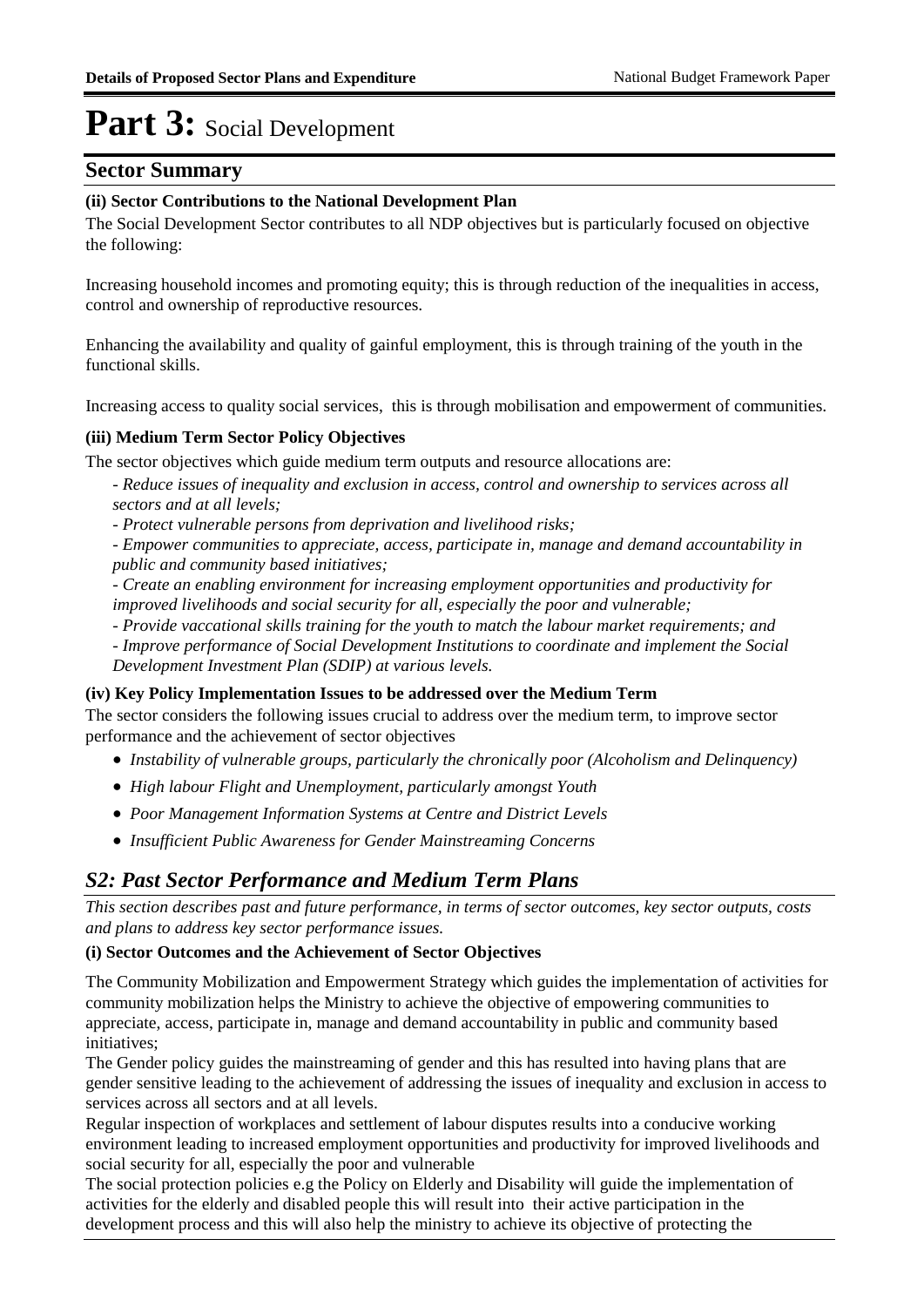# Part 3: Social Development

## Sector Summary

### (ii) Sector Contributions to the National Development Plan

The Social Development Sector contributes to all NDP objectives but is particularly focused on objective the following:

Increasing household incomes and promoting equity; this is through reduction of the inequalities in access, control and ownership of reproductive resources.

Enhancing the availability and quality of gainful employment, this is through training of the youth in the functional skills.

Increasing access to quality social services, this is through mobilisation and empowerment of communities.

### (iii) Medium Term Sector Policy Objectives

The sector objectives which guide medium term outputs and resource allocations are:

*- Reduce issues of inequality and exclusion in access, control and ownership to services across all sectors and at all levels;*

*- Protect vulnerable persons from deprivation and livelihood risks;*

*- Empower communities to appreciate, access, participate in, manage and demand accountability in public and community based initiatives;*

*- Create an enabling environment for increasing employment opportunities and productivity for improved livelihoods and social security for all, especially the poor and vulnerable;*

*- Provide vaccational skills training for the youth to match the labour market requirements; and*

*- Improve performance of Social Development Institutions to coordinate and implement the Social Development Investment Plan (SDIP) at various levels.*

### (iv) Key Policy Implementation Issues to be addressed over the Medium Term

The sector considers the following issues crucial to address over the medium term, to improve sector performance and the achievement of sector objectives

- *Instability of vulnerable groups, particularly the chronically poor (Alcoholism and Delinquency)*
- *High labour Flight and Unemployment, particularly amongst Youth*
- *Poor Management Information Systems at Centre and District Levels*
- *Insufficient Public Awareness for Gender Mainstreaming Concerns*

## *S2: Past Sector Performance and Medium Term Plans*

*This section describes past and future performance, in terms of sector outcomes, key sector outputs, costs and plans to address key sector performance issues.*

### (i) Sector Outcomes and the Achievement of Sector Objectives

The Community Mobilization and Empowerment Strategy which guides the implementation of activities for community mobilization helps the Ministry to achieve the objective of empowering communities to appreciate, access, participate in, manage and demand accountability in public and community based initiatives;

The Gender policy guides the mainstreaming of gender and this has resulted into having plans that are gender sensitive leading to the achievement of addressing the issues of inequality and exclusion in access to services across all sectors and at all levels.

Regular inspection of workplaces and settlement of labour disputes results into a conducive working environment leading to increased employment opportunities and productivity for improved livelihoods and social security for all, especially the poor and vulnerable

The social protection policies e.g the Policy on Elderly and Disability will guide the implementation of activities for the elderly and disabled people this will result into their active participation in the development process and this will also help the ministry to achieve its objective of protecting the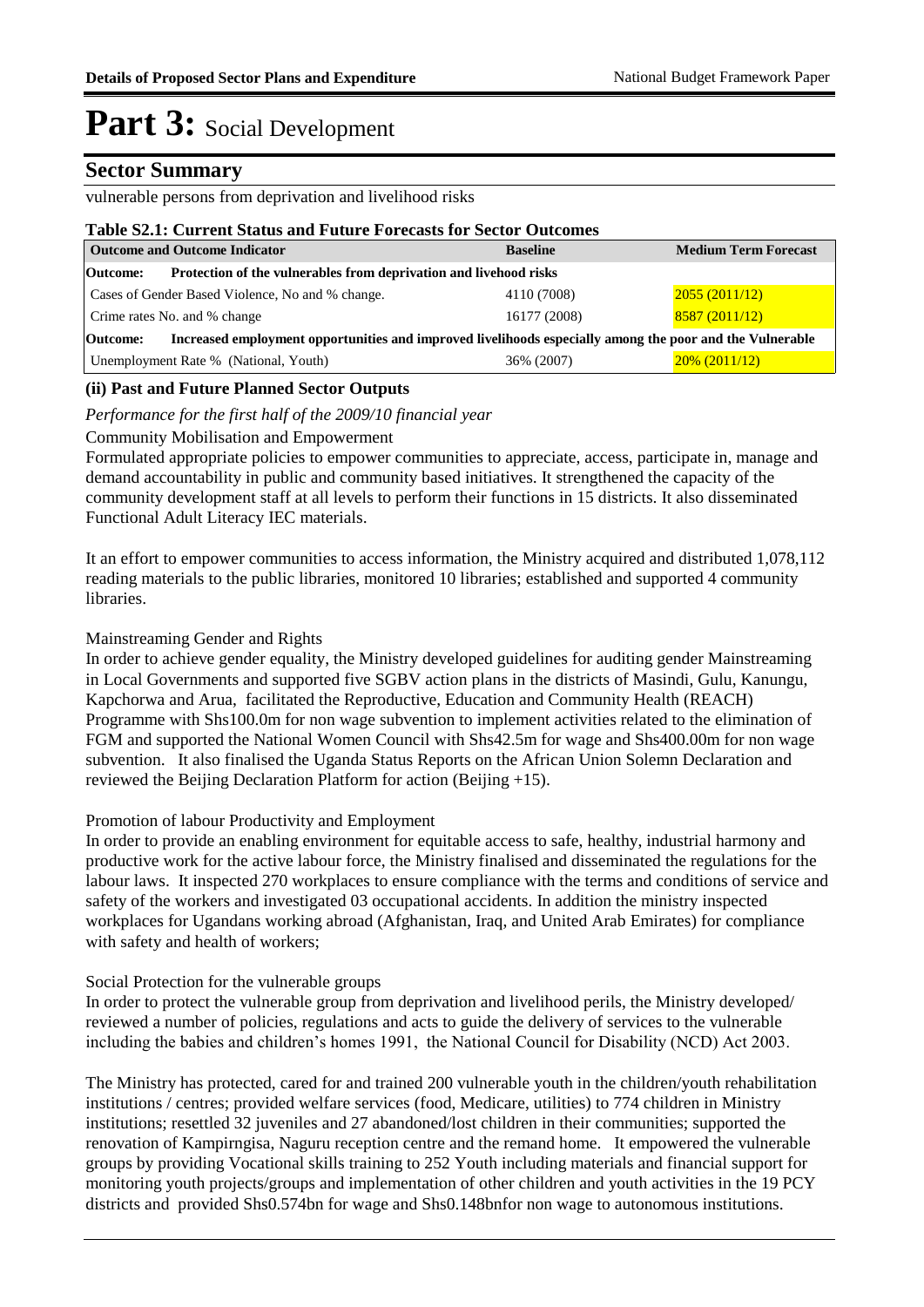# Part 3: Social Development

## Sector Summary

vulnerable persons from deprivation and livelihood risks

**Table S2.1: Current Status and Future Forecasts for Sector Outcomes**

| Outcome and Outcome Indicator | Baseline | Medium Term Forecast |
|---|---|---|
| **Outcome: Protection of the vulnerables from deprivation and livehood risks** | | |
| Cases of Gender Based Violence, No and % change. | 4110 (7008) | 2055 (2011/12) |
| Crime rates No. and % change | 16177 (2008) | 8587 (2011/12) |
| **Outcome: Increased employment opportunities and improved livelihoods especially among the poor and the Vulnerable** | | |
| Unemployment Rate % (National, Youth) | 36% (2007) | 20% (2011/12) |

### (ii) Past and Future Planned Sector Outputs

*Performance for the first half of the 2009/10 financial year*

Community Mobilisation and Empowerment

Formulated appropriate policies to empower communities to appreciate, access, participate in, manage and demand accountability in public and community based initiatives. It strengthened the capacity of the community development staff at all levels to perform their functions in 15 districts. It also disseminated Functional Adult Literacy IEC materials.

It an effort to empower communities to access information, the Ministry acquired and distributed 1,078,112 reading materials to the public libraries, monitored 10 libraries; established and supported 4 community libraries.

Mainstreaming Gender and Rights

In order to achieve gender equality, the Ministry developed guidelines for auditing gender Mainstreaming in Local Governments and supported five SGBV action plans in the districts of Masindi, Gulu, Kanungu, Kapchorwa and Arua, facilitated the Reproductive, Education and Community Health (REACH) Programme with Shs100.0m for non wage subvention to implement activities related to the elimination of FGM and supported the National Women Council with Shs42.5m for wage and Shs400.00m for non wage subvention. It also finalised the Uganda Status Reports on the African Union Solemn Declaration and reviewed the Beijing Declaration Platform for action (Beijing +15).

Promotion of labour Productivity and Employment

In order to provide an enabling environment for equitable access to safe, healthy, industrial harmony and productive work for the active labour force, the Ministry finalised and disseminated the regulations for the labour laws. It inspected 270 workplaces to ensure compliance with the terms and conditions of service and safety of the workers and investigated 03 occupational accidents. In addition the ministry inspected workplaces for Ugandans working abroad (Afghanistan, Iraq, and United Arab Emirates) for compliance with safety and health of workers;

Social Protection for the vulnerable groups

In order to protect the vulnerable group from deprivation and livelihood perils, the Ministry developed/ reviewed a number of policies, regulations and acts to guide the delivery of services to the vulnerable including the babies and children's homes 1991, the National Council for Disability (NCD) Act 2003.

The Ministry has protected, cared for and trained 200 vulnerable youth in the children/youth rehabilitation institutions / centres; provided welfare services (food, Medicare, utilities) to 774 children in Ministry institutions; resettled 32 juveniles and 27 abandoned/lost children in their communities; supported the renovation of Kampirngisa, Naguru reception centre and the remand home. It empowered the vulnerable groups by providing Vocational skills training to 252 Youth including materials and financial support for monitoring youth projects/groups and implementation of other children and youth activities in the 19 PCY districts and provided Shs0.574bn for wage and Shs0.148bnfor non wage to autonomous institutions.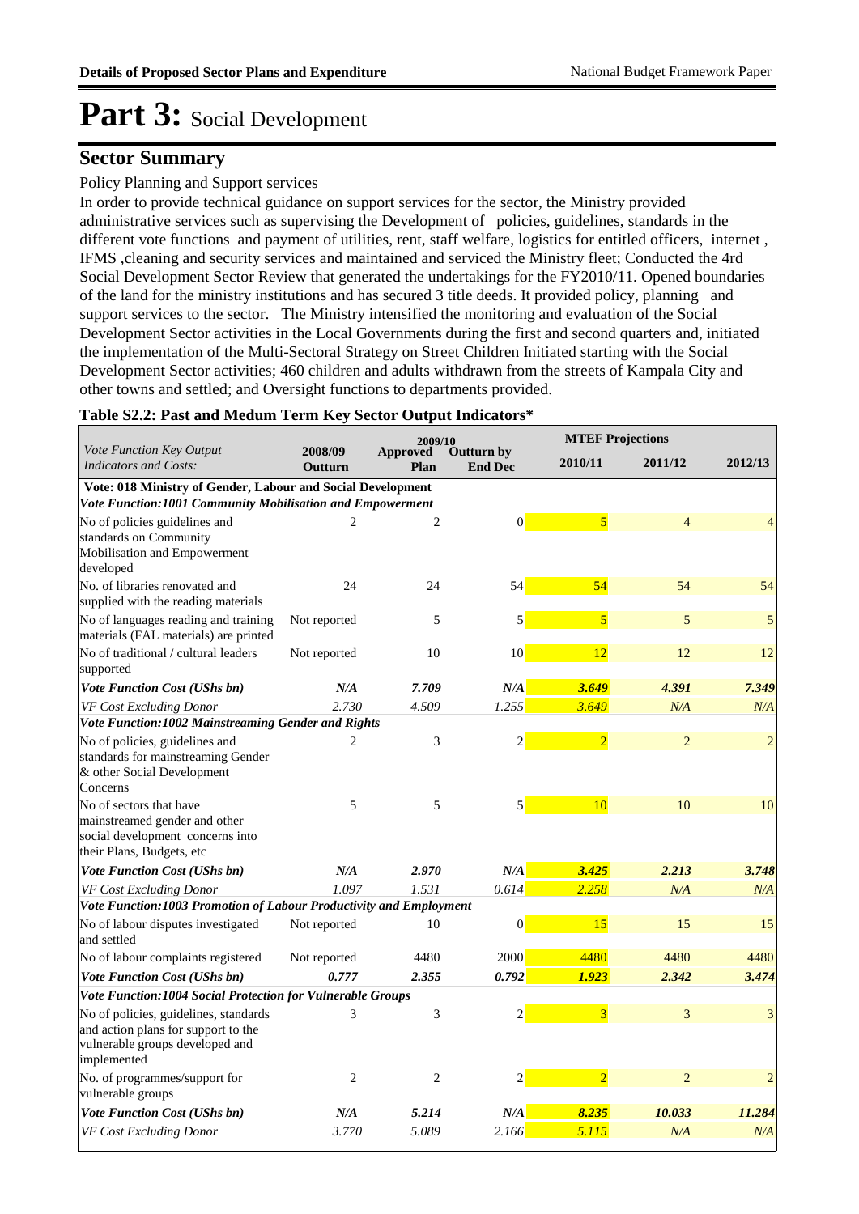# Part 3: Social Development

## Sector Summary

Policy Planning and Support services

In order to provide technical guidance on support services for the sector, the Ministry provided administrative services such as supervising the Development of policies, guidelines, standards in the different vote functions and payment of utilities, rent, staff welfare, logistics for entitled officers, internet , IFMS ,cleaning and security services and maintained and serviced the Ministry fleet; Conducted the 4rd Social Development Sector Review that generated the undertakings for the FY2010/11. Opened boundaries of the land for the ministry institutions and has secured 3 title deeds. It provided policy, planning and support services to the sector. The Ministry intensified the monitoring and evaluation of the Social Development Sector activities in the Local Governments during the first and second quarters and, initiated the implementation of the Multi-Sectoral Strategy on Street Children Initiated starting with the Social Development Sector activities; 460 children and adults withdrawn from the streets of Kampala City and other towns and settled; and Oversight functions to departments provided.

**Table S2.2: Past and Medum Term Key Sector Output Indicators***

| Vote Function Key Output Indicators and Costs: | 2008/09 Outturn | 2009/10 Approved Plan | 2009/10 Outturn by End Dec | MTEF Projections 2010/11 | 2011/12 | 2012/13 |
|---|---|---|---|---|---|---|
| **Vote: 018 Ministry of Gender, Labour and Social Development** | | | | | | |
| ***Vote Function:1001 Community Mobilisation and Empowerment*** | | | | | | |
| No of policies guidelines and standards on Community Mobilisation and Empowerment developed | 2 | 2 | 0 | 5 | 4 | 4 |
| No. of libraries renovated and supplied with the reading materials | 24 | 24 | 54 | 54 | 54 | 54 |
| No of languages reading and training materials (FAL materials) are printed | Not reported | 5 | 5 | 5 | 5 | 5 |
| No of traditional / cultural leaders supported | Not reported | 10 | 10 | 12 | 12 | 12 |
| ***Vote Function Cost (UShs bn)*** | ***N/A*** | ***7.709*** | ***N/A*** | ***3.649*** | ***4.391*** | ***7.349*** |
| *VF Cost Excluding Donor* | *2.730* | *4.509* | *1.255* | *3.649* | *N/A* | *N/A* |
| ***Vote Function:1002 Mainstreaming Gender and Rights*** | | | | | | |
| No of policies, guidelines and standards for mainstreaming Gender & other Social Development Concerns | 2 | 3 | 2 | 2 | 2 | 2 |
| No of sectors that have mainstreamed gender and other social development concerns into their Plans, Budgets, etc | 5 | 5 | 5 | 10 | 10 | 10 |
| ***Vote Function Cost (UShs bn)*** | ***N/A*** | ***2.970*** | ***N/A*** | ***3.425*** | ***2.213*** | ***3.748*** |
| *VF Cost Excluding Donor* | *1.097* | *1.531* | *0.614* | *2.258* | *N/A* | *N/A* |
| ***Vote Function:1003 Promotion of Labour Productivity and Employment*** | | | | | | |
| No of labour disputes investigated and settled | Not reported | 10 | 0 | 15 | 15 | 15 |
| No of labour complaints registered | Not reported | 4480 | 2000 | 4480 | 4480 | 4480 |
| ***Vote Function Cost (UShs bn)*** | ***0.777*** | ***2.355*** | ***0.792*** | ***1.923*** | ***2.342*** | ***3.474*** |
| ***Vote Function:1004 Social Protection for Vulnerable Groups*** | | | | | | |
| No of policies, guidelines, standards and action plans for support to the vulnerable groups developed and implemented | 3 | 3 | 2 | 3 | 3 | 3 |
| No. of programmes/support for vulnerable groups | 2 | 2 | 2 | 2 | 2 | 2 |
| ***Vote Function Cost (UShs bn)*** | ***N/A*** | ***5.214*** | ***N/A*** | ***8.235*** | ***10.033*** | ***11.284*** |
| *VF Cost Excluding Donor* | *3.770* | *5.089* | *2.166* | *5.115* | *N/A* | *N/A* |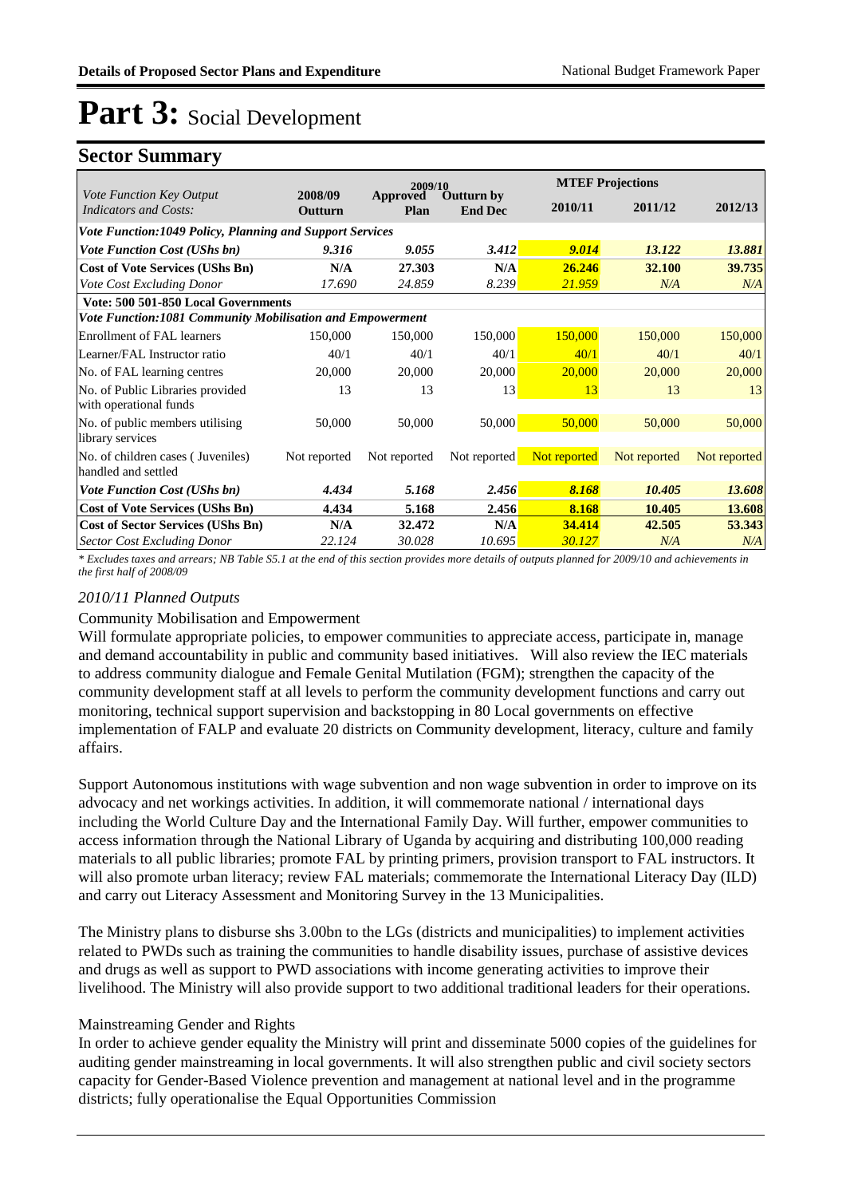# Part 3: Social Development

## Sector Summary

| *Vote Function Key Output Indicators and Costs:* | 2008/09 Outturn | 2009/10 Approved Plan | 2009/10 Outturn by End Dec | MTEF Projections 2010/11 | 2011/12 | 2012/13 |
|---|---|---|---|---|---|---|
| ***Vote Function:1049 Policy, Planning and Support Services*** | | | | | | |
| ***Vote Function Cost (UShs bn)*** | ***9.316*** | ***9.055*** | ***3.412*** | ***9.014*** | ***13.122*** | ***13.881*** |
| **Cost of Vote Services (UShs Bn)** | **N/A** | **27.303** | **N/A** | **26.246** | **32.100** | **39.735** |
| *Vote Cost Excluding Donor* | *17.690* | *24.859* | *8.239* | *21.959* | *N/A* | *N/A* |
| **Vote: 500 501-850 Local Governments** | | | | | | |
| ***Vote Function:1081 Community Mobilisation and Empowerment*** | | | | | | |
| Enrollment of FAL learners | 150,000 | 150,000 | 150,000 | 150,000 | 150,000 | 150,000 |
| Learner/FAL Instructor ratio | 40/1 | 40/1 | 40/1 | 40/1 | 40/1 | 40/1 |
| No. of FAL learning centres | 20,000 | 20,000 | 20,000 | 20,000 | 20,000 | 20,000 |
| No. of Public Libraries provided with operational funds | 13 | 13 | 13 | 13 | 13 | 13 |
| No. of public members utilising library services | 50,000 | 50,000 | 50,000 | 50,000 | 50,000 | 50,000 |
| No. of children cases ( Juveniles) handled and settled | Not reported | Not reported | Not reported | Not reported | Not reported | Not reported |
| ***Vote Function Cost (UShs bn)*** | ***4.434*** | ***5.168*** | ***2.456*** | ***8.168*** | ***10.405*** | ***13.608*** |
| **Cost of Vote Services (UShs Bn)** | **4.434** | **5.168** | **2.456** | **8.168** | **10.405** | **13.608** |
| **Cost of Sector Services (UShs Bn)** | **N/A** | **32.472** | **N/A** | **34.414** | **42.505** | **53.343** |
| *Sector Cost Excluding Donor* | *22.124* | *30.028* | *10.695* | *30.127* | *N/A* | *N/A* |

*\* Excludes taxes and arrears; NB Table S5.1 at the end of this section provides more details of outputs planned for 2009/10 and achievements in the first half of 2008/09*

### *2010/11 Planned Outputs*

Community Mobilisation and Empowerment

Will formulate appropriate policies, to empower communities to appreciate access, participate in, manage and demand accountability in public and community based initiatives. Will also review the IEC materials to address community dialogue and Female Genital Mutilation (FGM); strengthen the capacity of the community development staff at all levels to perform the community development functions and carry out monitoring, technical support supervision and backstopping in 80 Local governments on effective implementation of FALP and evaluate 20 districts on Community development, literacy, culture and family affairs.

Support Autonomous institutions with wage subvention and non wage subvention in order to improve on its advocacy and net workings activities. In addition, it will commemorate national / international days including the World Culture Day and the International Family Day. Will further, empower communities to access information through the National Library of Uganda by acquiring and distributing 100,000 reading materials to all public libraries; promote FAL by printing primers, provision transport to FAL instructors. It will also promote urban literacy; review FAL materials; commemorate the International Literacy Day (ILD) and carry out Literacy Assessment and Monitoring Survey in the 13 Municipalities.

The Ministry plans to disburse shs 3.00bn to the LGs (districts and municipalities) to implement activities related to PWDs such as training the communities to handle disability issues, purchase of assistive devices and drugs as well as support to PWD associations with income generating activities to improve their livelihood. The Ministry will also provide support to two additional traditional leaders for their operations.

Mainstreaming Gender and Rights

In order to achieve gender equality the Ministry will print and disseminate 5000 copies of the guidelines for auditing gender mainstreaming in local governments. It will also strengthen public and civil society sectors capacity for Gender-Based Violence prevention and management at national level and in the programme districts; fully operationalise the Equal Opportunities Commission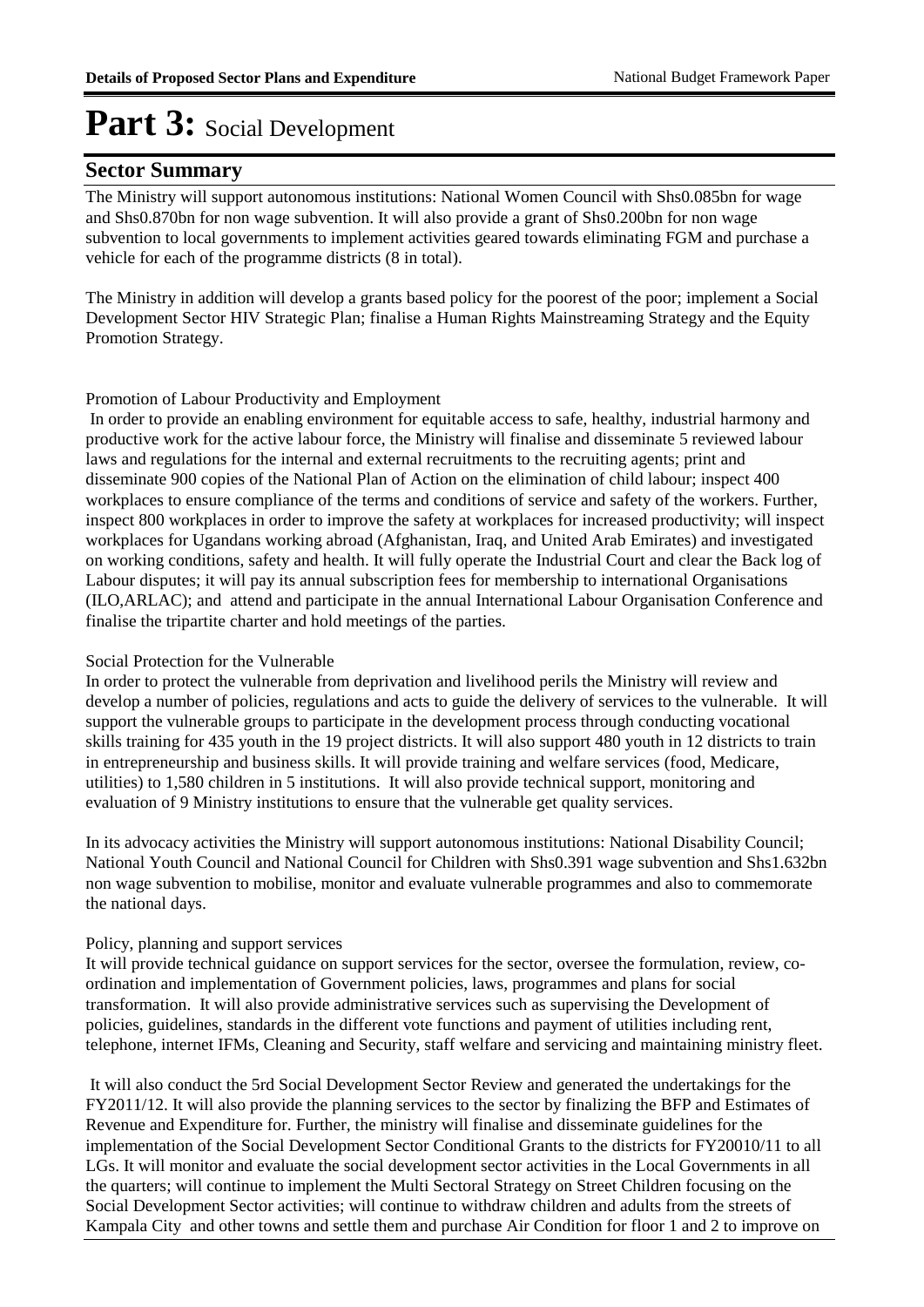# Part 3: Social Development

## Sector Summary

The Ministry will support autonomous institutions: National Women Council with Shs0.085bn for wage and Shs0.870bn for non wage subvention. It will also provide a grant of Shs0.200bn for non wage subvention to local governments to implement activities geared towards eliminating FGM and purchase a vehicle for each of the programme districts (8 in total).

The Ministry in addition will develop a grants based policy for the poorest of the poor; implement a Social Development Sector HIV Strategic Plan; finalise a Human Rights Mainstreaming Strategy and the Equity Promotion Strategy.

Promotion of Labour Productivity and Employment

In order to provide an enabling environment for equitable access to safe, healthy, industrial harmony and productive work for the active labour force, the Ministry will finalise and disseminate 5 reviewed labour laws and regulations for the internal and external recruitments to the recruiting agents; print and disseminate 900 copies of the National Plan of Action on the elimination of child labour; inspect 400 workplaces to ensure compliance of the terms and conditions of service and safety of the workers. Further, inspect 800 workplaces in order to improve the safety at workplaces for increased productivity; will inspect workplaces for Ugandans working abroad (Afghanistan, Iraq, and United Arab Emirates) and investigated on working conditions, safety and health. It will fully operate the Industrial Court and clear the Back log of Labour disputes; it will pay its annual subscription fees for membership to international Organisations (ILO,ARLAC); and attend and participate in the annual International Labour Organisation Conference and finalise the tripartite charter and hold meetings of the parties.

Social Protection for the Vulnerable

In order to protect the vulnerable from deprivation and livelihood perils the Ministry will review and develop a number of policies, regulations and acts to guide the delivery of services to the vulnerable. It will support the vulnerable groups to participate in the development process through conducting vocational skills training for 435 youth in the 19 project districts. It will also support 480 youth in 12 districts to train in entrepreneurship and business skills. It will provide training and welfare services (food, Medicare, utilities) to 1,580 children in 5 institutions. It will also provide technical support, monitoring and evaluation of 9 Ministry institutions to ensure that the vulnerable get quality services.

In its advocacy activities the Ministry will support autonomous institutions: National Disability Council; National Youth Council and National Council for Children with Shs0.391 wage subvention and Shs1.632bn non wage subvention to mobilise, monitor and evaluate vulnerable programmes and also to commemorate the national days.

Policy, planning and support services

It will provide technical guidance on support services for the sector, oversee the formulation, review, co-ordination and implementation of Government policies, laws, programmes and plans for social transformation. It will also provide administrative services such as supervising the Development of policies, guidelines, standards in the different vote functions and payment of utilities including rent, telephone, internet IFMs, Cleaning and Security, staff welfare and servicing and maintaining ministry fleet.

It will also conduct the 5rd Social Development Sector Review and generated the undertakings for the FY2011/12. It will also provide the planning services to the sector by finalizing the BFP and Estimates of Revenue and Expenditure for. Further, the ministry will finalise and disseminate guidelines for the implementation of the Social Development Sector Conditional Grants to the districts for FY20010/11 to all LGs. It will monitor and evaluate the social development sector activities in the Local Governments in all the quarters; will continue to implement the Multi Sectoral Strategy on Street Children focusing on the Social Development Sector activities; will continue to withdraw children and adults from the streets of Kampala City and other towns and settle them and purchase Air Condition for floor 1 and 2 to improve on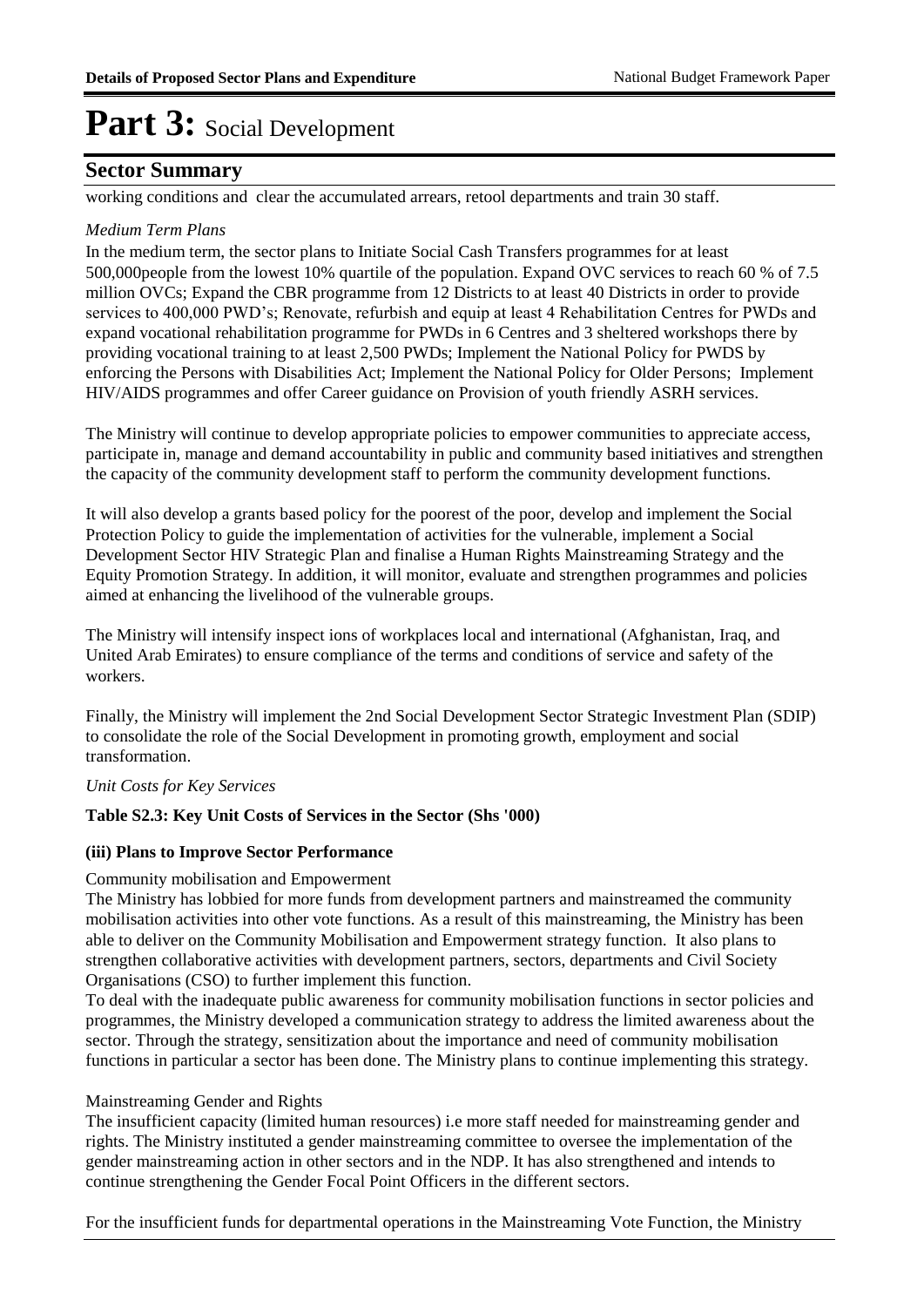# Part 3: Social Development

## Sector Summary

working conditions and clear the accumulated arrears, retool departments and train 30 staff.

*Medium Term Plans*

In the medium term, the sector plans to Initiate Social Cash Transfers programmes for at least 500,000people from the lowest 10% quartile of the population. Expand OVC services to reach 60 % of 7.5 million OVCs; Expand the CBR programme from 12 Districts to at least 40 Districts in order to provide services to 400,000 PWD's; Renovate, refurbish and equip at least 4 Rehabilitation Centres for PWDs and expand vocational rehabilitation programme for PWDs in 6 Centres and 3 sheltered workshops there by providing vocational training to at least 2,500 PWDs; Implement the National Policy for PWDS by enforcing the Persons with Disabilities Act; Implement the National Policy for Older Persons; Implement HIV/AIDS programmes and offer Career guidance on Provision of youth friendly ASRH services.

The Ministry will continue to develop appropriate policies to empower communities to appreciate access, participate in, manage and demand accountability in public and community based initiatives and strengthen the capacity of the community development staff to perform the community development functions.

It will also develop a grants based policy for the poorest of the poor, develop and implement the Social Protection Policy to guide the implementation of activities for the vulnerable, implement a Social Development Sector HIV Strategic Plan and finalise a Human Rights Mainstreaming Strategy and the Equity Promotion Strategy. In addition, it will monitor, evaluate and strengthen programmes and policies aimed at enhancing the livelihood of the vulnerable groups.

The Ministry will intensify inspect ions of workplaces local and international (Afghanistan, Iraq, and United Arab Emirates) to ensure compliance of the terms and conditions of service and safety of the workers.

Finally, the Ministry will implement the 2nd Social Development Sector Strategic Investment Plan (SDIP) to consolidate the role of the Social Development in promoting growth, employment and social transformation.

*Unit Costs for Key Services*

**Table S2.3: Key Unit Costs of Services in the Sector (Shs '000)**

**(iii) Plans to Improve Sector Performance**

Community mobilisation and Empowerment

The Ministry has lobbied for more funds from development partners and mainstreamed the community mobilisation activities into other vote functions. As a result of this mainstreaming, the Ministry has been able to deliver on the Community Mobilisation and Empowerment strategy function. It also plans to strengthen collaborative activities with development partners, sectors, departments and Civil Society Organisations (CSO) to further implement this function.

To deal with the inadequate public awareness for community mobilisation functions in sector policies and programmes, the Ministry developed a communication strategy to address the limited awareness about the sector. Through the strategy, sensitization about the importance and need of community mobilisation functions in particular a sector has been done. The Ministry plans to continue implementing this strategy.

Mainstreaming Gender and Rights

The insufficient capacity (limited human resources) i.e more staff needed for mainstreaming gender and rights. The Ministry instituted a gender mainstreaming committee to oversee the implementation of the gender mainstreaming action in other sectors and in the NDP. It has also strengthened and intends to continue strengthening the Gender Focal Point Officers in the different sectors.

For the insufficient funds for departmental operations in the Mainstreaming Vote Function, the Ministry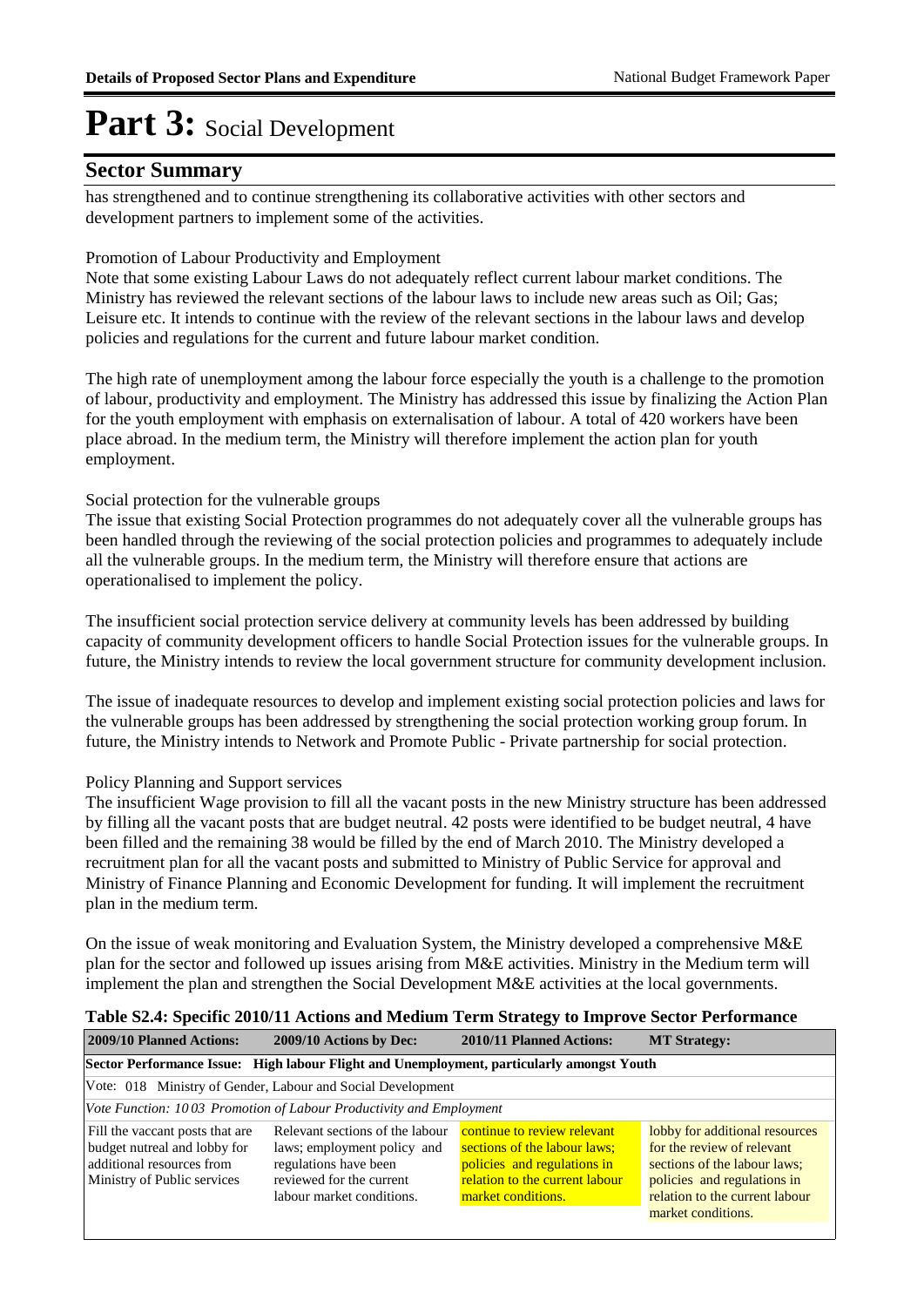# Part 3: Social Development

## Sector Summary

has strengthened and to continue strengthening its collaborative activities with other sectors and development partners to implement some of the activities.

Promotion of Labour Productivity and Employment

Note that some existing Labour Laws do not adequately reflect current labour market conditions. The Ministry has reviewed the relevant sections of the labour laws to include new areas such as Oil; Gas; Leisure etc. It intends to continue with the review of the relevant sections in the labour laws and develop policies and regulations for the current and future labour market condition.

The high rate of unemployment among the labour force especially the youth is a challenge to the promotion of labour, productivity and employment. The Ministry has addressed this issue by finalizing the Action Plan for the youth employment with emphasis on externalisation of labour. A total of 420 workers have been place abroad. In the medium term, the Ministry will therefore implement the action plan for youth employment.

Social protection for the vulnerable groups

The issue that existing Social Protection programmes do not adequately cover all the vulnerable groups has been handled through the reviewing of the social protection policies and programmes to adequately include all the vulnerable groups. In the medium term, the Ministry will therefore ensure that actions are operationalised to implement the policy.

The insufficient social protection service delivery at community levels has been addressed by building capacity of community development officers to handle Social Protection issues for the vulnerable groups. In future, the Ministry intends to review the local government structure for community development inclusion.

The issue of inadequate resources to develop and implement existing social protection policies and laws for the vulnerable groups has been addressed by strengthening the social protection working group forum. In future, the Ministry intends to Network and Promote Public - Private partnership for social protection.

Policy Planning and Support services

The insufficient Wage provision to fill all the vacant posts in the new Ministry structure has been addressed by filling all the vacant posts that are budget neutral. 42 posts were identified to be budget neutral, 4 have been filled and the remaining 38 would be filled by the end of March 2010. The Ministry developed a recruitment plan for all the vacant posts and submitted to Ministry of Public Service for approval and Ministry of Finance Planning and Economic Development for funding. It will implement the recruitment plan in the medium term.

On the issue of weak monitoring and Evaluation System, the Ministry developed a comprehensive M&E plan for the sector and followed up issues arising from M&E activities. Ministry in the Medium term will implement the plan and strengthen the Social Development M&E activities at the local governments.

**Table S2.4: Specific 2010/11 Actions and Medium Term Strategy to Improve Sector Performance**

| 2009/10 Planned Actions: | 2009/10 Actions by Dec: | 2010/11 Planned Actions: | MT Strategy: |
|---|---|---|---|
| **Sector Performance Issue: High labour Flight and Unemployment, particularly amongst Youth** | | | |
| Vote: 018 Ministry of Gender, Labour and Social Development | | | |
| *Vote Function: 10 03 Promotion of Labour Productivity and Employment* | | | |
| Fill the vacant posts that are budget nutreal and lobby for additional resources from Ministry of Public services | Relevant sections of the labour laws; employment policy and regulations have been reviewed for the current labour market conditions. | continue to review relevant sections of the labour laws; policies and regulations in relation to the current labour market conditions. | lobby for additional resources for the review of relevant sections of the labour laws; policies and regulations in relation to the current labour market conditions. |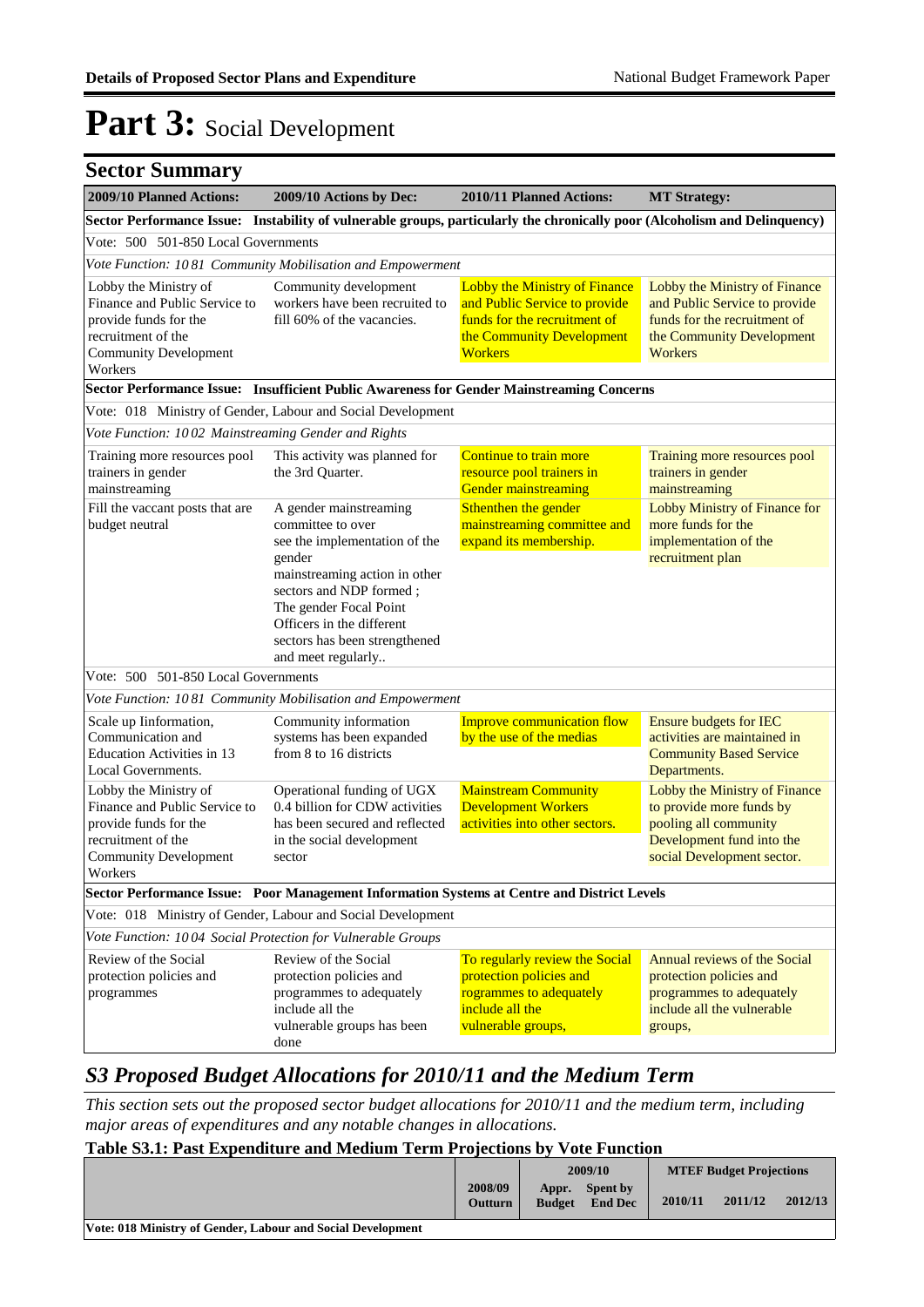# Part 3: Social Development

## Sector Summary

| 2009/10 Planned Actions: | 2009/10 Actions by Dec: | 2010/11 Planned Actions: | MT Strategy: |
|---|---|---|---|
| **Sector Performance Issue: Instability of vulnerable groups, particularly the chronically poor (Alcoholism and Delinquency)** | | | |
| Vote: 500 501-850 Local Governments | | | |
| *Vote Function: 10 81 Community Mobilisation and Empowerment* | | | |
| Lobby the Ministry of Finance and Public Service to provide funds for the recruitment of the Community Development Workers | Community development workers have been recruited to fill 60% of the vacancies. | Lobby the Ministry of Finance and Public Service to provide funds for the recruitment of the Community Development Workers | Lobby the Ministry of Finance and Public Service to provide funds for the recruitment of the Community Development Workers |
| **Sector Performance Issue: Insufficient Public Awareness for Gender Mainstreaming Concerns** | | | |
| Vote: 018 Ministry of Gender, Labour and Social Development | | | |
| *Vote Function: 10 02 Mainstreaming Gender and Rights* | | | |
| Training more resources pool trainers in gender mainstreaming | This activity was planned for the 3rd Quarter. | Continue to train more resource pool trainers in Gender mainstreaming | Training more resources pool trainers in gender mainstreaming |
| Fill the vaccant posts that are budget neutral | A gender mainstreaming committee to over see the implementation of the gender mainstreaming action in other sectors and NDP formed ; The gender Focal Point Officers in the different sectors has been strengthened and meet regularly.. | Sthenthen the gender mainstreaming committee and expand its membership. | Lobby Ministry of Finance for more funds for the implementation of the recruitment plan |
| Vote: 500 501-850 Local Governments | | | |
| *Vote Function: 10 81 Community Mobilisation and Empowerment* | | | |
| Scale up Iinformation, Communication and Education Activities in 13 Local Governments. | Community information systems has been expanded from 8 to 16 districts | Improve communication flow by the use of the medias | Ensure budgets for IEC activities are maintained in Community Based Service Departments. |
| Lobby the Ministry of Finance and Public Service to provide funds for the recruitment of the Community Development Workers | Operational funding of UGX 0.4 billion for CDW activities has been secured and reflected in the social development sector | Mainstream Community Development Workers activities into other sectors. | Lobby the Ministry of Finance to provide more funds by pooling all community Development fund into the social Development sector. |
| **Sector Performance Issue: Poor Management Information Systems at Centre and District Levels** | | | |
| Vote: 018 Ministry of Gender, Labour and Social Development | | | |
| *Vote Function: 10 04 Social Protection for Vulnerable Groups* | | | |
| Review of the Social protection policies and programmes | Review of the Social protection policies and programmes to adequately include all the vulnerable groups has been done | To regularly review the Social protection policies and rogrammes to adequately include all the vulnerable groups, | Annual reviews of the Social protection policies and programmes to adequately include all the vulnerable groups, |

## *S3 Proposed Budget Allocations for 2010/11 and the Medium Term*

*This section sets out the proposed sector budget allocations for 2010/11 and the medium term, including major areas of expenditures and any notable changes in allocations.*

### Table S3.1: Past Expenditure and Medium Term Projections by Vote Function

| | 2008/09 | 2009/10 | | MTEF Budget Projections | | |
|---|---|---|---|---|---|---|
| | Outturn | Appr. Budget | Spent by End Dec | 2010/11 | 2011/12 | 2012/13 |
| **Vote: 018 Ministry of Gender, Labour and Social Development** | | | | | | |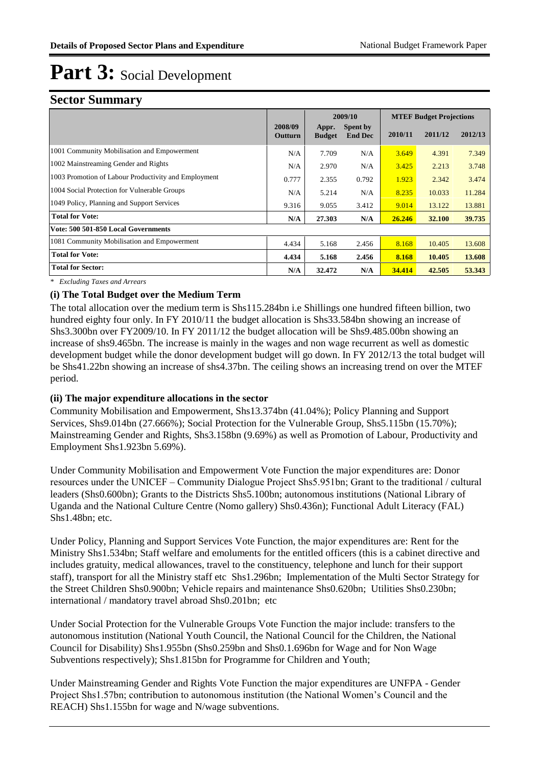# Part 3: Social Development

## Sector Summary

| | 2008/09 Outturn | 2009/10 Appr. Budget | 2009/10 Spent by End Dec | MTEF Budget Projections 2010/11 | 2011/12 | 2012/13 |
|---|---|---|---|---|---|---|
| 1001 Community Mobilisation and Empowerment | N/A | 7.709 | N/A | 3.649 | 4.391 | 7.349 |
| 1002 Mainstreaming Gender and Rights | N/A | 2.970 | N/A | 3.425 | 2.213 | 3.748 |
| 1003 Promotion of Labour Productivity and Employment | 0.777 | 2.355 | 0.792 | 1.923 | 2.342 | 3.474 |
| 1004 Social Protection for Vulnerable Groups | N/A | 5.214 | N/A | 8.235 | 10.033 | 11.284 |
| 1049 Policy, Planning and Support Services | 9.316 | 9.055 | 3.412 | 9.014 | 13.122 | 13.881 |
| **Total for Vote:** | **N/A** | **27.303** | **N/A** | **26.246** | **32.100** | **39.735** |
| **Vote: 500 501-850 Local Governments** | | | | | | |
| 1081 Community Mobilisation and Empowerment | 4.434 | 5.168 | 2.456 | 8.168 | 10.405 | 13.608 |
| **Total for Vote:** | **4.434** | **5.168** | **2.456** | **8.168** | **10.405** | **13.608** |
| **Total for Sector:** | **N/A** | **32.472** | **N/A** | **34.414** | **42.505** | **53.343** |

*\* Excluding Taxes and Arrears*

### (i) The Total Budget over the Medium Term

The total allocation over the medium term is Shs115.284bn i.e Shillings one hundred fifteen billion, two hundred eighty four only. In FY 2010/11 the budget allocation is Shs33.584bn showing an increase of Shs3.300bn over FY2009/10. In FY 2011/12 the budget allocation will be Shs9.485.00bn showing an increase of shs9.465bn. The increase is mainly in the wages and non wage recurrent as well as domestic development budget while the donor development budget will go down. In FY 2012/13 the total budget will be Shs41.22bn showing an increase of shs4.37bn. The ceiling shows an increasing trend on over the MTEF period.

### (ii) The major expenditure allocations in the sector

Community Mobilisation and Empowerment, Shs13.374bn (41.04%); Policy Planning and Support Services, Shs9.014bn (27.666%); Social Protection for the Vulnerable Group, Shs5.115bn (15.70%); Mainstreaming Gender and Rights, Shs3.158bn (9.69%) as well as Promotion of Labour, Productivity and Employment Shs1.923bn 5.69%).

Under Community Mobilisation and Empowerment Vote Function the major expenditures are: Donor resources under the UNICEF – Community Dialogue Project Shs5.951bn; Grant to the traditional / cultural leaders (Shs0.600bn); Grants to the Districts Shs5.100bn; autonomous institutions (National Library of Uganda and the National Culture Centre (Nomo gallery) Shs0.436n); Functional Adult Literacy (FAL) Shs1.48bn; etc.

Under Policy, Planning and Support Services Vote Function, the major expenditures are: Rent for the Ministry Shs1.534bn; Staff welfare and emoluments for the entitled officers (this is a cabinet directive and includes gratuity, medical allowances, travel to the constituency, telephone and lunch for their support staff), transport for all the Ministry staff etc Shs1.296bn; Implementation of the Multi Sector Strategy for the Street Children Shs0.900bn; Vehicle repairs and maintenance Shs0.620bn; Utilities Shs0.230bn; international / mandatory travel abroad Shs0.201bn; etc

Under Social Protection for the Vulnerable Groups Vote Function the major include: transfers to the autonomous institution (National Youth Council, the National Council for the Children, the National Council for Disability) Shs1.955bn (Shs0.259bn and Shs0.1.696bn for Wage and for Non Wage Subventions respectively); Shs1.815bn for Programme for Children and Youth;

Under Mainstreaming Gender and Rights Vote Function the major expenditures are UNFPA - Gender Project Shs1.57bn; contribution to autonomous institution (the National Women's Council and the REACH) Shs1.155bn for wage and N/wage subventions.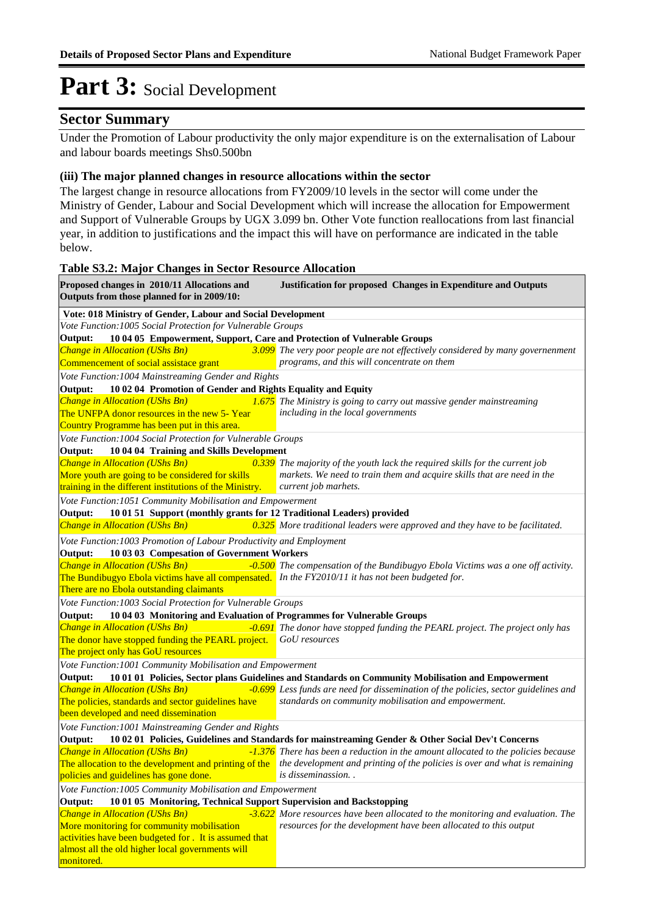# Part 3: Social Development

## Sector Summary

Under the Promotion of Labour productivity the only major expenditure is on the externalisation of Labour and labour boards meetings Shs0.500bn

### (iii) The major planned changes in resource allocations within the sector

The largest change in resource allocations from FY2009/10 levels in the sector will come under the Ministry of Gender, Labour and Social Development which will increase the allocation for Empowerment and Support of Vulnerable Groups by UGX 3.099 bn. Other Vote function reallocations from last financial year, in addition to justifications and the impact this will have on performance are indicated in the table below.

**Table S3.2: Major Changes in Sector Resource Allocation**

| Proposed changes in 2010/11 Allocations and Outputs from those planned for in 2009/10: | | Justification for proposed Changes in Expenditure and Outputs |
|---|---|---|
| **Vote: 018 Ministry of Gender, Labour and Social Development** | | |
| *Vote Function:1005 Social Protection for Vulnerable Groups* | | |
| **Output: 10 04 05 Empowerment, Support, Care and Protection of Vulnerable Groups** | | |
| *Change in Allocation (UShs Bn)* Commencement of social assistace grant | *3.099* | *The very poor people are not effectively considered by many governenment programs, and this will concentrate on them* |
| *Vote Function:1004 Mainstreaming Gender and Rights* | | |
| **Output: 10 02 04 Promotion of Gender and Rights Equality and Equity** | | |
| *Change in Allocation (UShs Bn)* The UNFPA donor resources in the new 5- Year Country Programme has been put in this area. | *1.675* | *The Ministry is going to carry out massive gender mainstreaming including in the local governments* |
| *Vote Function:1004 Social Protection for Vulnerable Groups* | | |
| **Output: 10 04 04 Training and Skills Development** | | |
| *Change in Allocation (UShs Bn)* More youth are going to be considered for skills training in the different institutions of the Ministry. | *0.339* | *The majority of the youth lack the required skills for the current job markets. We need to train them and acquire skills that are need in the current job marhets.* |
| *Vote Function:1051 Community Mobilisation and Empowerment* | | |
| **Output: 10 01 51 Support (monthly grants for 12 Traditional Leaders) provided** | | |
| *Change in Allocation (UShs Bn)* | *0.325* | *More traditional leaders were approved and they have to be facilitated.* |
| *Vote Function:1003 Promotion of Labour Productivity and Employment* | | |
| **Output: 10 03 03 Compesation of Government Workers** | | |
| *Change in Allocation (UShs Bn)* The Bundibugyo Ebola victims have all compensated. There are no Ebola outstanding claimants | *-0.500* | *The compensation of the Bundibugyo Ebola Victims was a one off activity. In the FY2010/11 it has not been budgeted for.* |
| *Vote Function:1003 Social Protection for Vulnerable Groups* | | |
| **Output: 10 04 03 Monitoring and Evaluation of Programmes for Vulnerable Groups** | | |
| *Change in Allocation (UShs Bn)* The donor have stopped funding the PEARL project. The project only has GoU resources | *-0.691* | *The donor have stopped funding the PEARL project. The project only has GoU resources* |
| *Vote Function:1001 Community Mobilisation and Empowerment* | | |
| **Output: 10 01 01 Policies, Sector plans Guidelines and Standards on Community Mobilisation and Empowerment** | | |
| *Change in Allocation (UShs Bn)* The policies, standards and sector guidelines have been developed and need dissemination | *-0.699* | *Less funds are need for dissemination of the policies, sector guidelines and standards on community mobilisation and empowerment.* |
| *Vote Function:1001 Mainstreaming Gender and Rights* | | |
| **Output: 10 02 01 Policies, Guidelines and Standards for mainstreaming Gender & Other Social Dev't Concerns** | | |
| *Change in Allocation (UShs Bn)* The allocation to the development and printing of the policies and guidelines has gone done. | *-1.376* | *There has been a reduction in the amount allocated to the policies because the development and printing of the policies is over and what is remaining is disseminassion. .* |
| *Vote Function:1005 Community Mobilisation and Empowerment* | | |
| **Output: 10 01 05 Monitoring, Technical Support Supervision and Backstopping** | | |
| *Change in Allocation (UShs Bn)* More monitoring for community mobilisation activities have been budgeted for . It is assumed that almost all the old higher local governments will monitored. | *-3.622* | *More resources have been allocated to the monitoring and evaluation. The resources for the development have been allocated to this output* |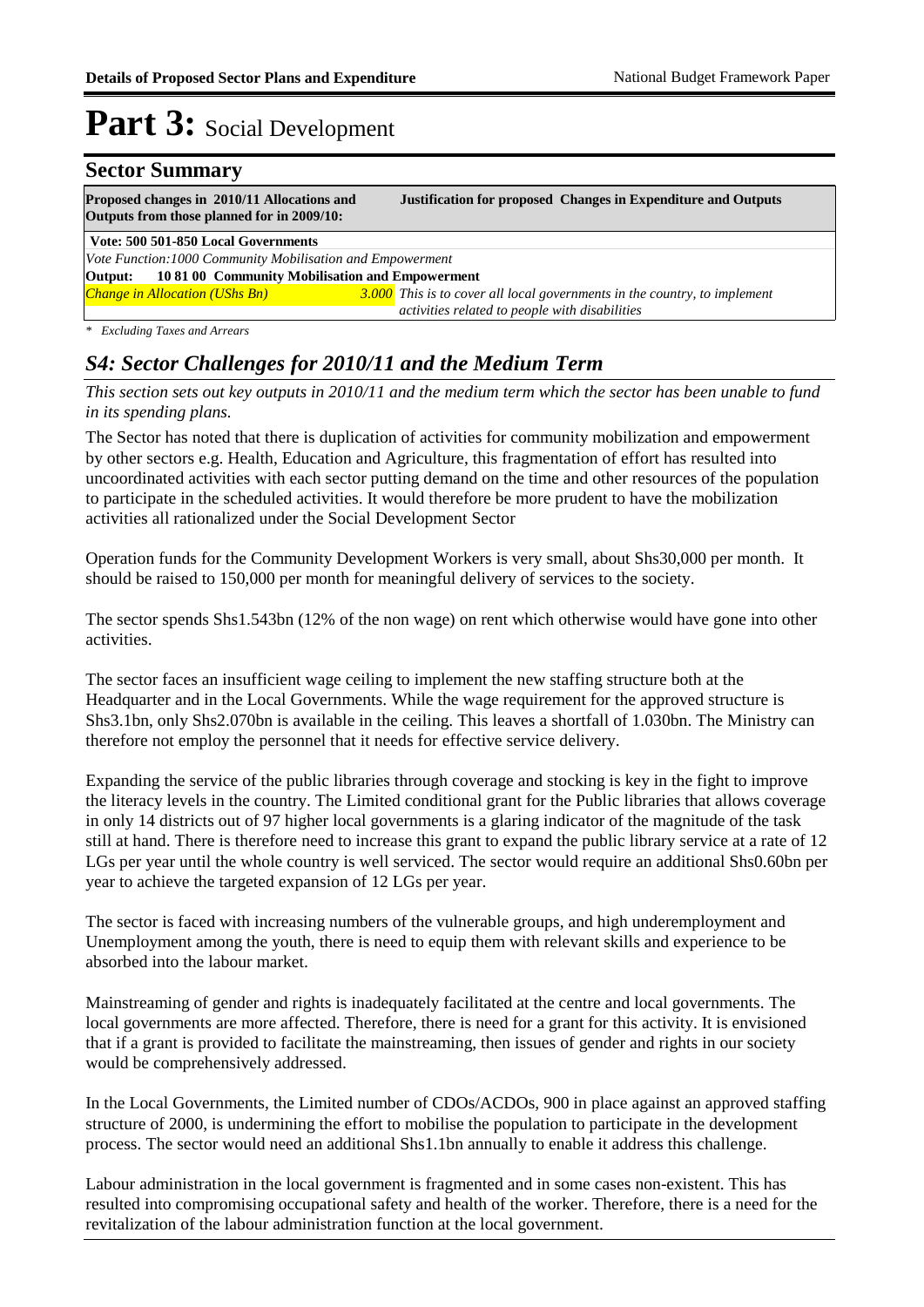# Part 3: Social Development

## Sector Summary

| Proposed changes in 2010/11 Allocations and Outputs from those planned for in 2009/10: | | Justification for proposed Changes in Expenditure and Outputs |
|---|---|---|
| **Vote: 500 501-850 Local Governments** | | |
| *Vote Function:1000 Community Mobilisation and Empowerment* | | |
| **Output: 10 81 00 Community Mobilisation and Empowerment** | | |
| *Change in Allocation (UShs Bn)* | *3.000* | *This is to cover all local governments in the country, to implement activities related to people with disabilities* |

*\* Excluding Taxes and Arrears*

## *S4: Sector Challenges for 2010/11 and the Medium Term*

*This section sets out key outputs in 2010/11 and the medium term which the sector has been unable to fund in its spending plans.*

The Sector has noted that there is duplication of activities for community mobilization and empowerment by other sectors e.g. Health, Education and Agriculture, this fragmentation of effort has resulted into uncoordinated activities with each sector putting demand on the time and other resources of the population to participate in the scheduled activities. It would therefore be more prudent to have the mobilization activities all rationalized under the Social Development Sector

Operation funds for the Community Development Workers is very small, about Shs30,000 per month. It should be raised to 150,000 per month for meaningful delivery of services to the society.

The sector spends Shs1.543bn (12% of the non wage) on rent which otherwise would have gone into other activities.

The sector faces an insufficient wage ceiling to implement the new staffing structure both at the Headquarter and in the Local Governments. While the wage requirement for the approved structure is Shs3.1bn, only Shs2.070bn is available in the ceiling. This leaves a shortfall of 1.030bn. The Ministry can therefore not employ the personnel that it needs for effective service delivery.

Expanding the service of the public libraries through coverage and stocking is key in the fight to improve the literacy levels in the country. The Limited conditional grant for the Public libraries that allows coverage in only 14 districts out of 97 higher local governments is a glaring indicator of the magnitude of the task still at hand. There is therefore need to increase this grant to expand the public library service at a rate of 12 LGs per year until the whole country is well serviced. The sector would require an additional Shs0.60bn per year to achieve the targeted expansion of 12 LGs per year.

The sector is faced with increasing numbers of the vulnerable groups, and high underemployment and Unemployment among the youth, there is need to equip them with relevant skills and experience to be absorbed into the labour market.

Mainstreaming of gender and rights is inadequately facilitated at the centre and local governments. The local governments are more affected. Therefore, there is need for a grant for this activity. It is envisioned that if a grant is provided to facilitate the mainstreaming, then issues of gender and rights in our society would be comprehensively addressed.

In the Local Governments, the Limited number of CDOs/ACDOs, 900 in place against an approved staffing structure of 2000, is undermining the effort to mobilise the population to participate in the development process. The sector would need an additional Shs1.1bn annually to enable it address this challenge.

Labour administration in the local government is fragmented and in some cases non-existent. This has resulted into compromising occupational safety and health of the worker. Therefore, there is a need for the revitalization of the labour administration function at the local government.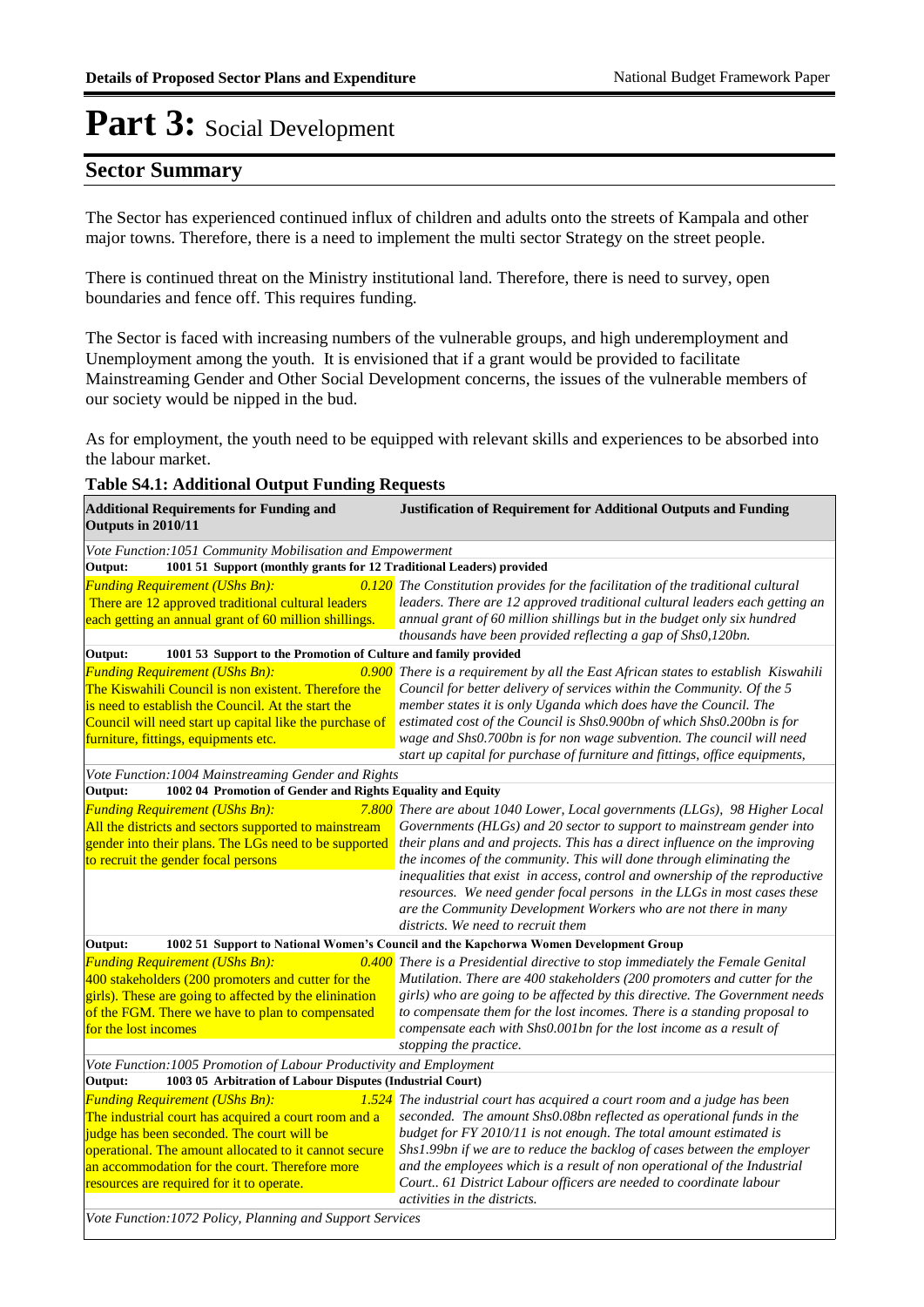# Part 3: Social Development

## Sector Summary

The Sector has experienced continued influx of children and adults onto the streets of Kampala and other major towns. Therefore, there is a need to implement the multi sector Strategy on the street people.

There is continued threat on the Ministry institutional land. Therefore, there is need to survey, open boundaries and fence off. This requires funding.

The Sector is faced with increasing numbers of the vulnerable groups, and high underemployment and Unemployment among the youth. It is envisioned that if a grant would be provided to facilitate Mainstreaming Gender and Other Social Development concerns, the issues of the vulnerable members of our society would be nipped in the bud.

As for employment, the youth need to be equipped with relevant skills and experiences to be absorbed into the labour market.

**Table S4.1: Additional Output Funding Requests**

| **Additional Requirements for Funding and Outputs in 2010/11** | | **Justification of Requirement for Additional Outputs and Funding** |
|---|---|---|
| *Vote Function:1051 Community Mobilisation and Empowerment* | | |
| **Output: 1001 51 Support (monthly grants for 12 Traditional Leaders) provided** | | |
| *Funding Requirement (UShs Bn):* There are 12 approved traditional cultural leaders each getting an annual grant of 60 million shillings. | *0.120* | *The Constitution provides for the facilitation of the traditional cultural leaders. There are 12 approved traditional cultural leaders each getting an annual grant of 60 million shillings but in the budget only six hundred thousands have been provided reflecting a gap of Shs0,120bn.* |
| **Output: 1001 53 Support to the Promotion of Culture and family provided** | | |
| *Funding Requirement (UShs Bn):* The Kiswahili Council is non existent. Therefore the is need to establish the Council. At the start the Council will need start up capital like the purchase of furniture, fittings, equipments etc. | *0.900* | *There is a requirement by all the East African states to establish Kiswahili Council for better delivery of services within the Community. Of the 5 member states it is only Uganda which does have the Council. The estimated cost of the Council is Shs0.900bn of which Shs0.200bn is for wage and Shs0.700bn is for non wage subvention. The council will need start up capital for purchase of furniture and fittings, office equipments,* |
| *Vote Function:1004 Mainstreaming Gender and Rights* | | |
| **Output: 1002 04 Promotion of Gender and Rights Equality and Equity** | | |
| *Funding Requirement (UShs Bn):* All the districts and sectors supported to mainstream gender into their plans. The LGs need to be supported to recruit the gender focal persons | *7.800* | *There are about 1040 Lower, Local governments (LLGs), 98 Higher Local Governments (HLGs) and 20 sector to support to mainstream gender into their plans and and projects. This has a direct influence on the improving the incomes of the community. This will done through eliminating the inequalities that exist in access, control and ownership of the reproductive resources. We need gender focal persons in the LLGs in most cases these are the Community Development Workers who are not there in many districts. We need to recruit them* |
| **Output: 1002 51 Support to National Women's Council and the Kapchorwa Women Development Group** | | |
| *Funding Requirement (UShs Bn):* 400 stakeholders (200 promoters and cutter for the girls). These are going to affected by the elinination of the FGM. There we have to plan to compensated for the lost incomes | *0.400* | *There is a Presidential directive to stop immediately the Female Genital Mutilation. There are 400 stakeholders (200 promoters and cutter for the girls) who are going to be affected by this directive. The Government needs to compensate them for the lost incomes. There is a standing proposal to compensate each with Shs0.001bn for the lost income as a result of stopping the practice.* |
| *Vote Function:1005 Promotion of Labour Productivity and Employment* | | |
| **Output: 1003 05 Arbitration of Labour Disputes (Industrial Court)** | | |
| *Funding Requirement (UShs Bn):* The industrial court has acquired a court room and a judge has been seconded. The court will be operational. The amount allocated to it cannot secure an accommodation for the court. Therefore more resources are required for it to operate. | *1.524* | *The industrial court has acquired a court room and a judge has been seconded. The amount Shs0.08bn reflected as operational funds in the budget for FY 2010/11 is not enough. The total amount estimated is Shs1.99bn if we are to reduce the backlog of cases between the employer and the employees which is a result of non operational of the Industrial Court.. 61 District Labour officers are needed to coordinate labour activities in the districts.* |
| *Vote Function:1072 Policy, Planning and Support Services* | | |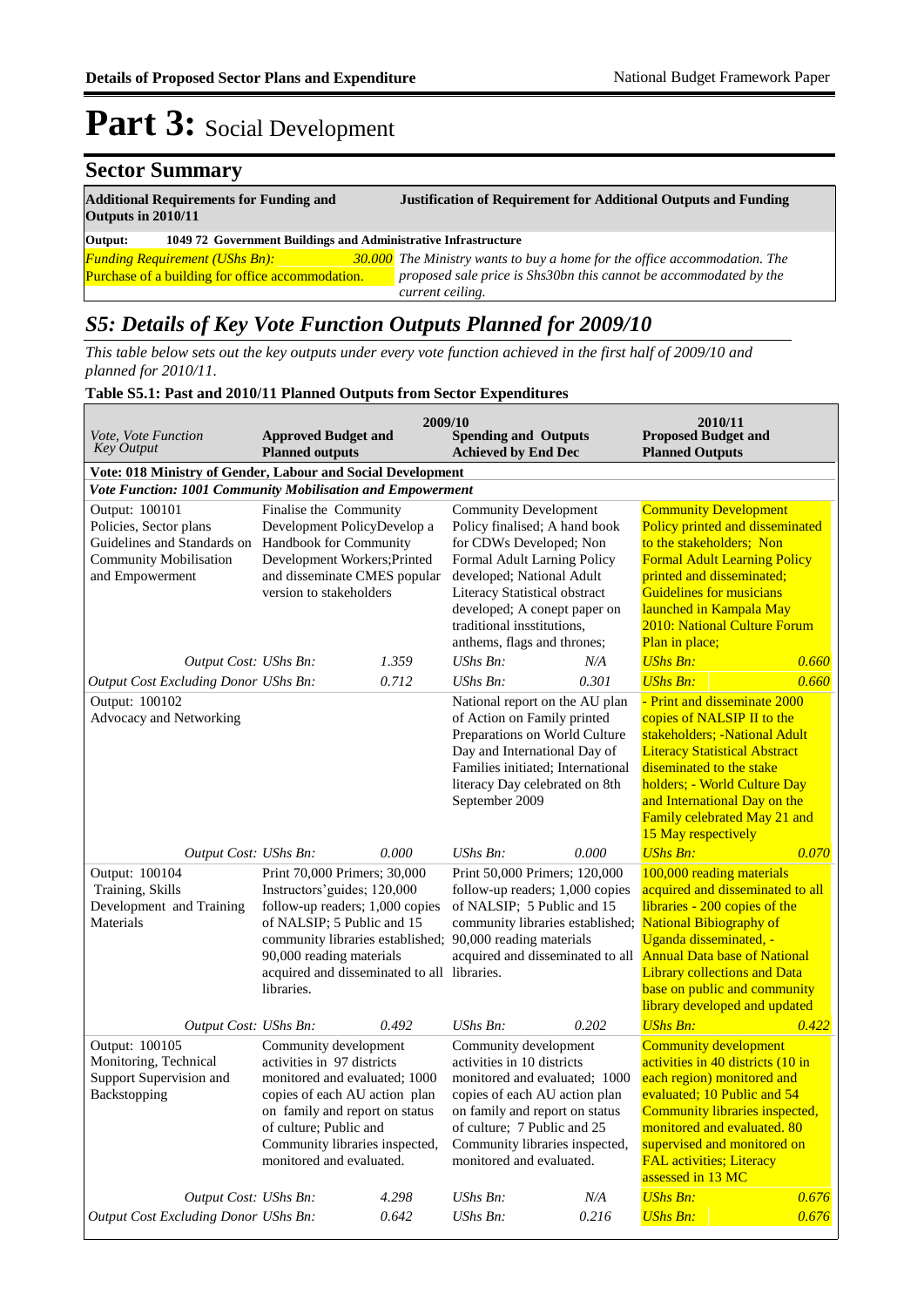# Part 3: Social Development

## Sector Summary

| Additional Requirements for Funding and Outputs in 2010/11 | | Justification of Requirement for Additional Outputs and Funding |
|---|---|---|
| **Output: 1049 72 Government Buildings and Administrative Infrastructure** | | |
| *Funding Requirement (UShs Bn):* | *30.000* | *The Ministry wants to buy a home for the office accommodation. The proposed sale price is Shs30bn this cannot be accommodated by the current ceiling.* |
| Purchase of a building for office accommodation. | | |

## *S5: Details of Key Vote Function Outputs Planned for 2009/10*

*This table below sets out the key outputs under every vote function achieved in the first half of 2009/10 and planned for 2010/11.*

**Table S5.1: Past and 2010/11 Planned Outputs from Sector Expenditures**

| *Vote, Vote Function Key Output* | 2009/10 **Approved Budget and Planned outputs** | | **Spending and Outputs Achieved by End Dec** | | 2010/11 **Proposed Budget and Planned Outputs** | |
|---|---|---|---|---|---|---|
| **Vote: 018 Ministry of Gender, Labour and Social Development** | | | | | | |
| ***Vote Function: 1001 Community Mobilisation and Empowerment*** | | | | | | |
| Output: 100101 Policies, Sector plans Guidelines and Standards on Community Mobilisation and Empowerment | Finalise the Community Development PolicyDevelop a Handbook for Community Development Workers;Printed and disseminate CMES popular version to stakeholders | | Community Development Policy finalised; A hand book for CDWs Developed; Non Formal Adult Larning Policy developed; National Adult Literacy Statistical obstract developed; A conept paper on traditional insstitutions, anthems, flags and thrones; | | Community Development Policy printed and disseminated to the stakeholders; Non Formal Adult Learning Policy printed and disseminated; Guidelines for musicians launched in Kampala May 2010: National Culture Forum Plan in place; | |
| *Output Cost: UShs Bn:* | | *1.359* | *UShs Bn:* | *N/A* | *UShs Bn:* | *0.660* |
| *Output Cost Excluding Donor UShs Bn:* | | *0.712* | *UShs Bn:* | *0.301* | *UShs Bn:* | *0.660* |
| Output: 100102 Advocacy and Networking | | | National report on the AU plan of Action on Family printed Preparations on World Culture Day and International Day of Families initiated; International literacy Day celebrated on 8th September 2009 | | - Print and disseminate 2000 copies of NALSIP II to the stakeholders; -National Adult Literacy Statistical Abstract diseminated to the stake holders; - World Culture Day and International Day on the Family celebrated May 21 and 15 May respectively | |
| *Output Cost: UShs Bn:* | | *0.000* | *UShs Bn:* | *0.000* | *UShs Bn:* | *0.070* |
| Output: 100104 Training, Skills Development and Training Materials | Print 70,000 Primers; 30,000 Instructors'guides; 120,000 follow-up readers; 1,000 copies of NALSIP; 5 Public and 15 community libraries established; 90,000 reading materials acquired and disseminated to all libraries. | | Print 50,000 Primers; 120,000 follow-up readers; 1,000 copies of NALSIP; 5 Public and 15 community libraries established; 90,000 reading materials acquired and disseminated to all libraries. | | 100,000 reading materials acquired and disseminated to all libraries - 200 copies of the National Bibiography of Uganda disseminated, - Annual Data base of National Library collections and Data base on public and community library developed and updated | |
| *Output Cost: UShs Bn:* | | *0.492* | *UShs Bn:* | *0.202* | *UShs Bn:* | *0.422* |
| Output: 100105 Monitoring, Technical Support Supervision and Backstopping | Community development activities in 97 districts monitored and evaluated; 1000 copies of each AU action plan on family and report on status of culture; Public and Community libraries inspected, monitored and evaluated. | | Community development activities in 10 districts monitored and evaluated; 1000 copies of each AU action plan on family and report on status of culture; 7 Public and 25 Community libraries inspected, monitored and evaluated. | | Community development activities in 40 districts (10 in each region) monitored and evaluated; 10 Public and 54 Community libraries inspected, monitored and evaluated. 80 supervised and monitored on FAL activities; Literacy assessed in 13 MC | |
| *Output Cost: UShs Bn:* | | *4.298* | *UShs Bn:* | *N/A* | *UShs Bn:* | *0.676* |
| *Output Cost Excluding Donor UShs Bn:* | | *0.642* | *UShs Bn:* | *0.216* | *UShs Bn:* | *0.676* |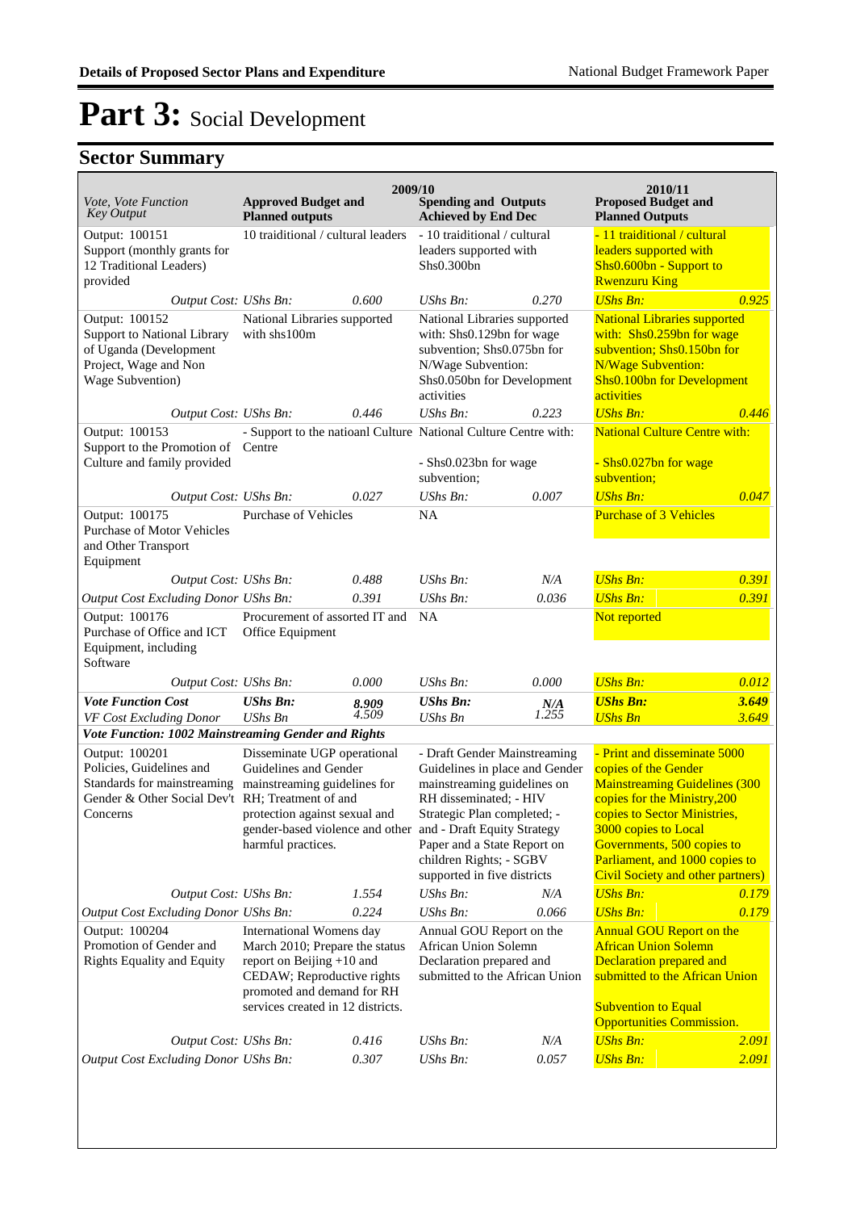# Part 3: Social Development

## Sector Summary

| Vote, Vote Function Key Output | 2009/10 Approved Budget and Planned outputs | | 2009/10 Spending and Outputs Achieved by End Dec | | 2010/11 Proposed Budget and Planned Outputs | |
|---|---|---|---|---|---|---|
| Output: 100151 Support (monthly grants for 12 Traditional Leaders) provided | 10 traiditional / cultural leaders | | - 10 traiditional / cultural leaders supported with Shs0.300bn | | - 11 traiditional / cultural leaders supported with Shs0.600bn - Support to Rwenzuru King | |
| *Output Cost:* | *UShs Bn:* | *0.600* | *UShs Bn:* | *0.270* | *UShs Bn:* | *0.925* |
| Output: 100152 Support to National Library of Uganda (Development Project, Wage and Non Wage Subvention) | National Libraries supported with shs100m | | National Libraries supported with: Shs0.129bn for wage subvention; Shs0.075bn for N/Wage Subvention: Shs0.050bn for Development activities | | National Libraries supported with: Shs0.259bn for wage subvention; Shs0.150bn for N/Wage Subvention: Shs0.100bn for Development activities | |
| *Output Cost:* | *UShs Bn:* | *0.446* | *UShs Bn:* | *0.223* | *UShs Bn:* | *0.446* |
| Output: 100153 Support to the Promotion of Culture and family provided | - Support to the natioanl Culture Centre | | National Culture Centre with: - Shs0.023bn for wage subvention; | | National Culture Centre with: - Shs0.027bn for wage subvention; | |
| *Output Cost:* | *UShs Bn:* | *0.027* | *UShs Bn:* | *0.007* | *UShs Bn:* | *0.047* |
| Output: 100175 Purchase of Motor Vehicles and Other Transport Equipment | Purchase of Vehicles | | NA | | Purchase of 3 Vehicles | |
| *Output Cost:* | *UShs Bn:* | *0.488* | *UShs Bn:* | *N/A* | *UShs Bn:* | *0.391* |
| *Output Cost Excluding Donor* | *UShs Bn:* | *0.391* | *UShs Bn:* | *0.036* | *UShs Bn:* | *0.391* |
| Output: 100176 Purchase of Office and ICT Equipment, including Software | Procurement of assorted IT and Office Equipment | | NA | | Not reported | |
| *Output Cost:* | *UShs Bn:* | *0.000* | *UShs Bn:* | *0.000* | *UShs Bn:* | *0.012* |
| ***Vote Function Cost*** | ***UShs Bn:*** | ***8.909*** | ***UShs Bn:*** | ***N/A*** | ***UShs Bn:*** | ***3.649*** |
| *VF Cost Excluding Donor* | *UShs Bn* | *4.509* | *UShs Bn* | *1.255* | *UShs Bn* | *3.649* |
| ***Vote Function: 1002 Mainstreaming Gender and Rights*** | | | | | | |
| Output: 100201 Policies, Guidelines and Standards for mainstreaming Gender & Other Social Dev't Concerns | Disseminate UGP operational Guidelines and Gender mainstreaming guidelines for RH; Treatment of and protection against sexual and gender-based violence and other harmful practices. | | - Draft Gender Mainstreaming Guidelines in place and Gender mainstreaming guidelines on RH disseminated; - HIV Strategic Plan completed; - and - Draft Equity Strategy Paper and a State Report on children Rights; - SGBV supported in five districts | | - Print and disseminate 5000 copies of the Gender Mainstreaming Guidelines (300 copies for the Ministry,200 copies to Sector Ministries, 3000 copies to Local Governments, 500 copies to Parliament, and 1000 copies to Civil Society and other partners) | |
| *Output Cost:* | *UShs Bn:* | *1.554* | *UShs Bn:* | *N/A* | *UShs Bn:* | *0.179* |
| *Output Cost Excluding Donor* | *UShs Bn:* | *0.224* | *UShs Bn:* | *0.066* | *UShs Bn:* | *0.179* |
| Output: 100204 Promotion of Gender and Rights Equality and Equity | International Womens day March 2010; Prepare the status report on Beijing +10 and CEDAW; Reproductive rights promoted and demand for RH services created in 12 districts. | | Annual GOU Report on the African Union Solemn Declaration prepared and submitted to the African Union | | Annual GOU Report on the African Union Solemn Declaration prepared and submitted to the African Union Subvention to Equal Opportunities Commission. | |
| *Output Cost:* | *UShs Bn:* | *0.416* | *UShs Bn:* | *N/A* | *UShs Bn:* | *2.091* |
| *Output Cost Excluding Donor* | *UShs Bn:* | *0.307* | *UShs Bn:* | *0.057* | *UShs Bn:* | *2.091* |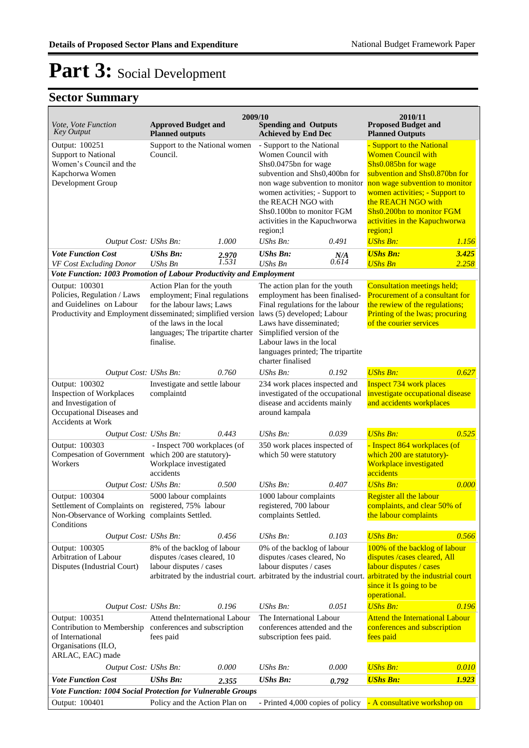# Part 3: Social Development

## Sector Summary

| Vote, Vote Function Key Output | 2009/10 Approved Budget and Planned outputs | | 2009/10 Spending and Outputs Achieved by End Dec | | 2010/11 Proposed Budget and Planned Outputs | |
|---|---|---|---|---|---|---|
| Output: 100251 Support to National Women's Council and the Kapchorwa Women Development Group | Support to the National women Council. | | - Support to the National Women Council with Shs0.0475bn for wage subvention and Shs0,400bn for non wage subvention to monitor women activities; - Support to the REACH NGO with Shs0.100bn to monitor FGM activities in the Kapuchworwa region;l | | - Support to the National Women Council with Shs0.085bn for wage subvention and Shs0.870bn for non wage subvention to monitor women activities; - Support to the REACH NGO with Shs0.200bn to monitor FGM activities in the Kapuchworwa region;l | |
| *Output Cost: UShs Bn:* | | *1.000* | *UShs Bn:* | *0.491* | *UShs Bn:* | *1.156* |
| ***Vote Function Cost*** | ***UShs Bn:*** | ***2.970*** | ***UShs Bn:*** | ***N/A*** | ***UShs Bn:*** | ***3.425*** |
| *VF Cost Excluding Donor* | *UShs Bn* | *1.531* | *UShs Bn* | *0.614* | *UShs Bn* | *2.258* |
| ***Vote Function: 1003 Promotion of Labour Productivity and Employment*** | | | | | | |
| Output: 100301 Policies, Regulation / Laws and Guidelines on Labour Productivity and Employment | Action Plan for the youth employment; Final regulations for the labour laws; Laws disseminated; simplified version of the laws in the local languages; The tripartite charter finalise. | | The action plan for the youth employment has been finalised- Final regulations for the labour laws (5) developed; Labour Laws have disseminated; Simplified version of the Labour laws in the local languages printed; The tripartite charter finalised | | Consultation meetings held; Procurement of a consultant for the rewiew of the regulations; Printing of the lwas; procuring of the courier services | |
| *Output Cost: UShs Bn:* | | *0.760* | *UShs Bn:* | *0.192* | *UShs Bn:* | *0.627* |
| Output: 100302 Inspection of Workplaces and Investigation of Occupational Diseases and Accidents at Work | Investigate and settle labour complaintd | | 234 work places inspected and investigated of the occupational disease and accidents mainly around kampala | | Inspect 734 work places investigate occupational disease and accidents workplaces | |
| *Output Cost: UShs Bn:* | | *0.443* | *UShs Bn:* | *0.039* | *UShs Bn:* | *0.525* |
| Output: 100303 Compesation of Government Workers | - Inspect 700 workplaces (of which 200 are statutory)- Workplace investigated accidents | | 350 work places inspected of which 50 were statutory | | - Inspect 864 workplaces (of which 200 are statutory)- Workplace investigated accidents | |
| *Output Cost: UShs Bn:* | | *0.500* | *UShs Bn:* | *0.407* | *UShs Bn:* | *0.000* |
| Output: 100304 Settlement of Complaints on Non-Observance of Working Conditions | 5000 labour complaints registered, 75% labour complaints Settled. | | 1000 labour complaints registered, 700 labour complaints Settled. | | Register all the labour complaints, and clear 50% of the labour complaints | |
| *Output Cost: UShs Bn:* | | *0.456* | *UShs Bn:* | *0.103* | *UShs Bn:* | *0.566* |
| Output: 100305 Arbitration of Labour Disputes (Industrial Court) | 8% of the backlog of labour disputes /cases cleared, 10 labour disputes / cases arbitrated by the industrial court. | | 0% of the backlog of labour disputes /cases cleared, No labour disputes / cases arbitrated by the industrial court. | | 100% of the backlog of labour disputes /cases cleared, All labour disputes / cases arbitrated by the industrial court since it Is going to be operational. | |
| *Output Cost: UShs Bn:* | | *0.196* | *UShs Bn:* | *0.051* | *UShs Bn:* | *0.196* |
| Output: 100351 Contribution to Membership of International Organisations (ILO, ARLAC, EAC) made | Attend theInternational Labour conferences and subscription fees paid | | The International Labour conferences attended and the subscription fees paid. | | Attend the International Labour conferences and subscription fees paid | |
| *Output Cost: UShs Bn:* | | *0.000* | *UShs Bn:* | *0.000* | *UShs Bn:* | *0.010* |
| ***Vote Function Cost*** | ***UShs Bn:*** | ***2.355*** | ***UShs Bn:*** | ***0.792*** | ***UShs Bn:*** | ***1.923*** |
| ***Vote Function: 1004 Social Protection for Vulnerable Groups*** | | | | | | |
| Output: 100401 | Policy and the Action Plan on | | - Printed 4,000 copies of policy | | - A consultative workshop on | |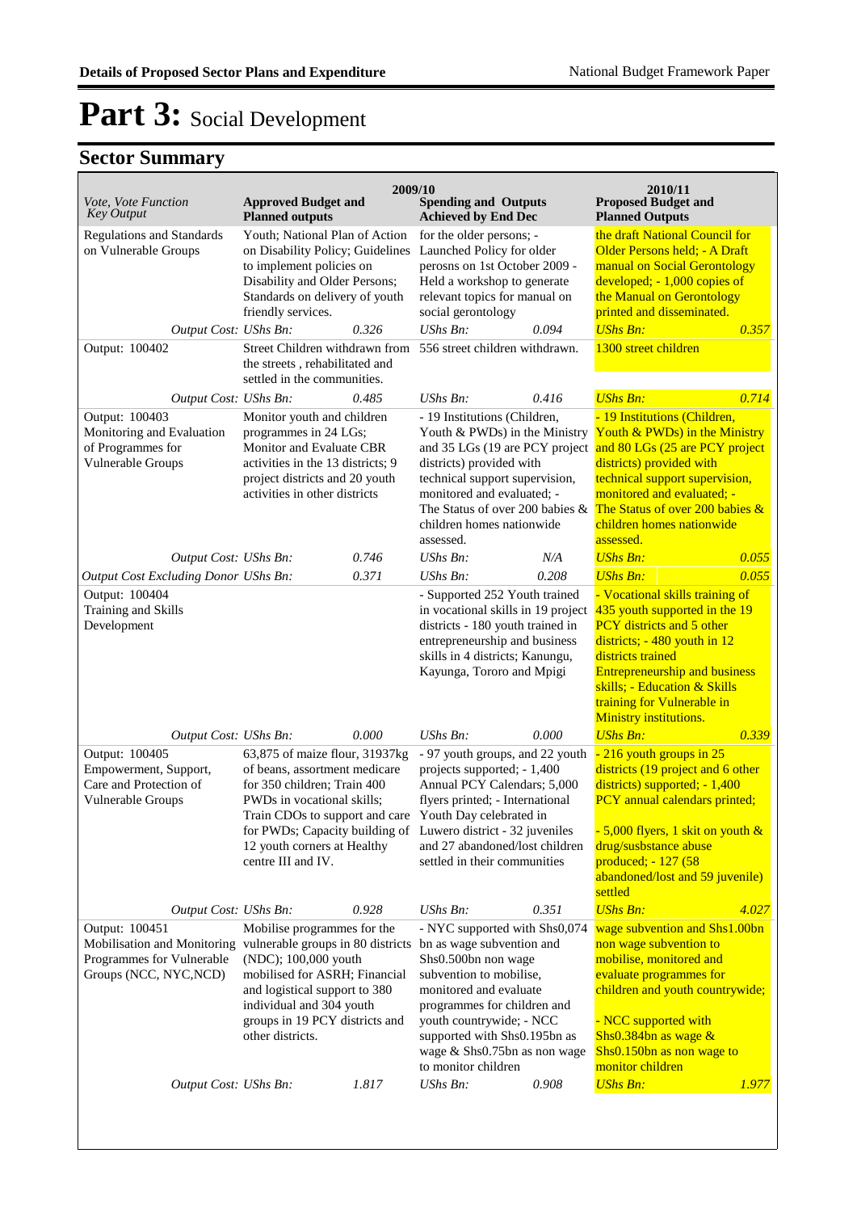# Part 3: Social Development

## Sector Summary

| Vote, Vote Function Key Output | 2009/10 Approved Budget and Planned outputs | | 2009/10 Spending and Outputs Achieved by End Dec | | 2010/11 Proposed Budget and Planned Outputs | |
|---|---|---|---|---|---|---|
| Regulations and Standards on Vulnerable Groups | Youth; National Plan of Action on Disability Policy; Guidelines to implement policies on Disability and Older Persons; Standards on delivery of youth friendly services. | | for the older persons; - Launched Policy for older perosns on 1st October 2009 - Held a workshop to generate relevant topics for manual on social gerontology | | the draft National Council for Older Persons held; - A Draft manual on Social Gerontology developed; - 1,000 copies of the Manual on Gerontology printed and disseminated. | |
| *Output Cost:* | *UShs Bn:* | *0.326* | *UShs Bn:* | *0.094* | *UShs Bn:* | *0.357* |
| Output: 100402 | Street Children withdrawn from the streets , rehabilitated and settled in the communities. | | 556 street children withdrawn. | | 1300 street children | |
| *Output Cost:* | *UShs Bn:* | *0.485* | *UShs Bn:* | *0.416* | *UShs Bn:* | *0.714* |
| Output: 100403 Monitoring and Evaluation of Programmes for Vulnerable Groups | Monitor youth and children programmes in 24 LGs; Monitor and Evaluate CBR activities in the 13 districts; 9 project districts and 20 youth activities in other districts | | - 19 Institutions (Children, Youth & PWDs) in the Ministry and 35 LGs (19 are PCY project districts) provided with technical support supervision, monitored and evaluated; - The Status of over 200 babies & children homes nationwide assessed. | | - 19 Institutions (Children, Youth & PWDs) in the Ministry and 80 LGs (25 are PCY project districts) provided with technical support supervision, monitored and evaluated; - The Status of over 200 babies & children homes nationwide assessed. | |
| *Output Cost:* | *UShs Bn:* | *0.746* | *UShs Bn:* | *N/A* | *UShs Bn:* | *0.055* |
| *Output Cost Excluding Donor* | *UShs Bn:* | *0.371* | *UShs Bn:* | *0.208* | *UShs Bn:* | *0.055* |
| Output: 100404 Training and Skills Development | | | - Supported 252 Youth trained in vocational skills in 19 project districts - 180 youth trained in entrepreneurship and business skills in 4 districts; Kanungu, Kayunga, Tororo and Mpigi | | - Vocational skills training of 435 youth supported in the 19 PCY districts and 5 other districts; - 480 youth in 12 districts trained Entrepreneurship and business skills; - Education & Skills training for Vulnerable in Ministry institutions. | |
| *Output Cost:* | *UShs Bn:* | *0.000* | *UShs Bn:* | *0.000* | *UShs Bn:* | *0.339* |
| Output: 100405 Empowerment, Support, Care and Protection of Vulnerable Groups | 63,875 of maize flour, 31937kg of beans, assortment medicare for 350 children; Train 400 PWDs in vocational skills; Train CDOs to support and care for PWDs; Capacity building of 12 youth corners at Healthy centre III and IV. | | - 97 youth groups, and 22 youth projects supported; - 1,400 Annual PCY Calendars; 5,000 flyers printed; - International Youth Day celebrated in Luwero district - 32 juveniles and 27 abandoned/lost children settled in their communities | | - 216 youth groups in 25 districts (19 project and 6 other districts) supported; - 1,400 PCY annual calendars printed; - 5,000 flyers, 1 skit on youth & drug/susbstance abuse produced; - 127 (58 abandoned/lost and 59 juvenile) settled | |
| *Output Cost:* | *UShs Bn:* | *0.928* | *UShs Bn:* | *0.351* | *UShs Bn:* | *4.027* |
| Output: 100451 Mobilisation and Monitoring Programmes for Vulnerable Groups (NCC, NYC,NCD) | Mobilise programmes for the vulnerable groups in 80 districts (NDC); 100,000 youth mobilised for ASRH; Financial and logistical support to 380 individual and 304 youth groups in 19 PCY districts and other districts. | | - NYC supported with Shs0,074 bn as wage subvention and Shs0.500bn non wage subvention to mobilise, monitored and evaluate programmes for children and youth countrywide; - NCC supported with Shs0.195bn as wage & Shs0.75bn as non wage to monitor children | | wage subvention and Shs1.00bn non wage subvention to mobilise, monitored and evaluate programmes for children and youth countrywide; - NCC supported with Shs0.384bn as wage & Shs0.150bn as non wage to monitor children | |
| *Output Cost:* | *UShs Bn:* | *1.817* | *UShs Bn:* | *0.908* | *UShs Bn:* | *1.977* |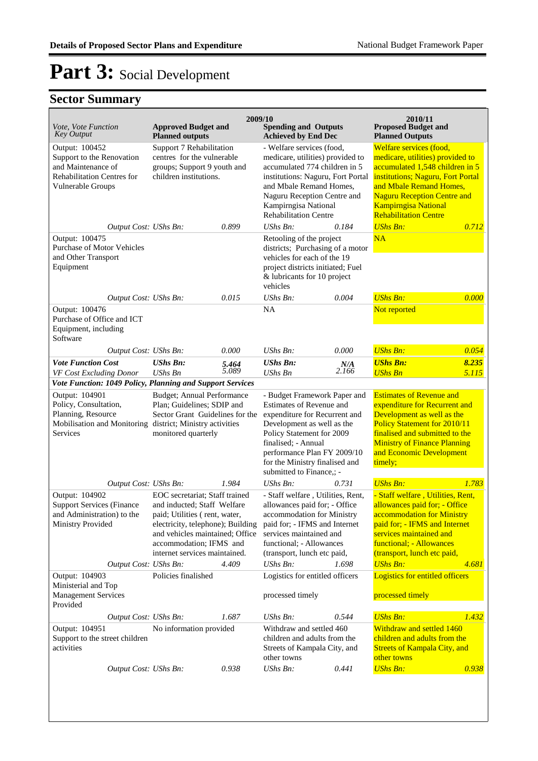# Part 3: Social Development

## Sector Summary

| Vote, Vote Function<br>Key Output | 2009/10<br>Approved Budget and Planned outputs | | 2009/10<br>Spending and Outputs Achieved by End Dec | | 2010/11<br>Proposed Budget and Planned Outputs | |
|---|---|---|---|---|---|---|
| Output: 100452<br>Support to the Renovation and Maintenance of Rehabilitation Centres for Vulnerable Groups | Support 7 Rehabilitation centres for the vulnerable groups; Support 9 youth and children institutions. | | - Welfare services (food, medicare, utilities) provided to accumulated 774 children in 5 institutions: Naguru, Fort Portal and Mbale Remand Homes, Naguru Reception Centre and Kampirngisa National Rehabilitation Centre | | Welfare services (food, medicare, utilities) provided to accumulated 1,548 children in 5 institutions; Naguru, Fort Portal and Mbale Remand Homes, Naguru Reception Centre and Kampirngisa National Rehabilitation Centre | |
| *Output Cost:* | *UShs Bn:* | *0.899* | *UShs Bn:* | *0.184* | *UShs Bn:* | *0.712* |
| Output: 100475<br>Purchase of Motor Vehicles and Other Transport Equipment | | | Retooling of the project districts; Purchasing of a motor vehicles for each of the 19 project districts initiated; Fuel & lubricants for 10 project vehicles | | NA | |
| *Output Cost:* | *UShs Bn:* | *0.015* | *UShs Bn:* | *0.004* | *UShs Bn:* | *0.000* |
| Output: 100476<br>Purchase of Office and ICT Equipment, including Software | | | NA | | Not reported | |
| *Output Cost:* | *UShs Bn:* | *0.000* | *UShs Bn:* | *0.000* | *UShs Bn:* | *0.054* |
| ***Vote Function Cost*** | ***UShs Bn:*** | ***5.464*** | ***UShs Bn:*** | ***N/A*** | ***UShs Bn:*** | ***8.235*** |
| *VF Cost Excluding Donor* | *UShs Bn* | *5.089* | *UShs Bn* | *2.166* | *UShs Bn* | *5.115* |
| ***Vote Function: 1049 Policy, Planning and Support Services*** | | | | | | |
| Output: 104901<br>Policy, Consultation, Planning, Resource Mobilisation and Monitoring Services | Budget; Annual Performance Plan; Guidelines; SDIP and Sector Grant Guidelines for the district; Ministry activities monitored quarterly | | - Budget Framework Paper and Estimates of Revenue and expenditure for Recurrent and Development as well as the Policy Statement for 2009 finalised; - Annual performance Plan FY 2009/10 for the Ministry finalised and submitted to Finance,; - | | Estimates of Revenue and expenditure for Recurrent and Development as well as the Policy Statement for 2010/11 finalised and submitted to the Ministry of Finance Planning and Economic Development timely; | |
| *Output Cost:* | *UShs Bn:* | *1.984* | *UShs Bn:* | *0.731* | *UShs Bn:* | *1.783* |
| Output: 104902<br>Support Services (Finance and Administration) to the Ministry Provided | EOC secretariat; Staff trained and inducted; Staff Welfare paid; Utilities ( rent, water, electricity, telephone); Building and vehicles maintained; Office accommodation; IFMS and internet services maintained. | | - Staff welfare , Utilities, Rent, allowances paid for; - Office accommodation for Ministry paid for; - IFMS and Internet services maintained and functional; - Allowances (transport, lunch etc paid, | | - Staff welfare , Utilities, Rent, allowances paid for; - Office accommodation for Ministry paid for; - IFMS and Internet services maintained and functional; - Allowances (transport, lunch etc paid, | |
| *Output Cost:* | *UShs Bn:* | *4.409* | *UShs Bn:* | *1.698* | *UShs Bn:* | *4.681* |
| Output: 104903<br>Ministerial and Top Management Services Provided | Policies finalised | | Logistics for entitled officers processed timely | | Logistics for entitled officers processed timely | |
| *Output Cost:* | *UShs Bn:* | *1.687* | *UShs Bn:* | *0.544* | *UShs Bn:* | *1.432* |
| Output: 104951<br>Support to the street children activities | No information provided | | Withdraw and settled 460 children and adults from the Streets of Kampala City, and other towns | | Withdraw and settled 1460 children and adults from the Streets of Kampala City, and other towns | |
| *Output Cost:* | *UShs Bn:* | *0.938* | *UShs Bn:* | *0.441* | *UShs Bn:* | *0.938* |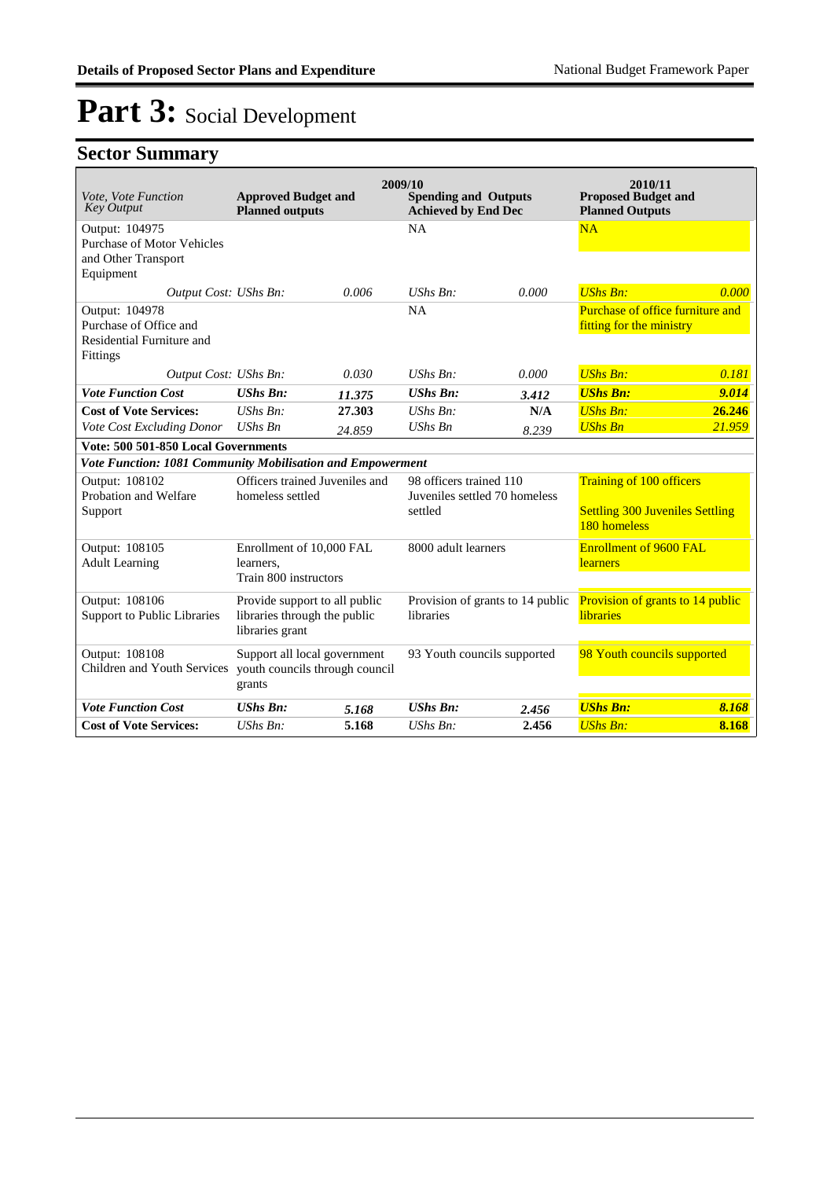# Part 3: Social Development

## Sector Summary

| *Vote, Vote Function Key Output* | **2009/10** **Approved Budget and Planned outputs** | | **Spending and Outputs Achieved by End Dec** | | **2010/11 Proposed Budget and Planned Outputs** | |
|---|---|---|---|---|---|---|
| Output: 104975 Purchase of Motor Vehicles and Other Transport Equipment | | | NA | | NA | |
| *Output Cost: UShs Bn:* | | *0.006* | *UShs Bn:* | *0.000* | *UShs Bn:* | *0.000* |
| Output: 104978 Purchase of Office and Residential Furniture and Fittings | | | NA | | Purchase of office furniture and fitting for the ministry | |
| *Output Cost: UShs Bn:* | | *0.030* | *UShs Bn:* | *0.000* | *UShs Bn:* | *0.181* |
| ***Vote Function Cost*** | ***UShs Bn:*** | ***11.375*** | ***UShs Bn:*** | ***3.412*** | ***UShs Bn:*** | ***9.014*** |
| **Cost of Vote Services:** | *UShs Bn:* | **27.303** | *UShs Bn:* | **N/A** | *UShs Bn:* | **26.246** |
| *Vote Cost Excluding Donor* | *UShs Bn* | *24.859* | *UShs Bn* | *8.239* | *UShs Bn* | *21.959* |
| **Vote: 500 501-850 Local Governments** | | | | | | |
| ***Vote Function: 1081 Community Mobilisation and Empowerment*** | | | | | | |
| Output: 108102 Probation and Welfare Support | Officers trained Juveniles and homeless settled | | 98 officers trained 110 Juveniles settled 70 homeless settled | | Training of 100 officers<br><br>Settling 300 Juveniles Settling 180 homeless | |
| Output: 108105 Adult Learning | Enrollment of 10,000 FAL learners,<br>Train 800 instructors | | 8000 adult learners | | Enrollment of 9600 FAL learners | |
| Output: 108106 Support to Public Libraries | Provide support to all public libraries through the public libraries grant | | Provision of grants to 14 public libraries | | Provision of grants to 14 public libraries | |
| Output: 108108 Children and Youth Services | Support all local government youth councils through council grants | | 93 Youth councils supported | | 98 Youth councils supported | |
| ***Vote Function Cost*** | ***UShs Bn:*** | ***5.168*** | ***UShs Bn:*** | ***2.456*** | ***UShs Bn:*** | ***8.168*** |
| **Cost of Vote Services:** | *UShs Bn:* | **5.168** | *UShs Bn:* | **2.456** | *UShs Bn:* | **8.168** |